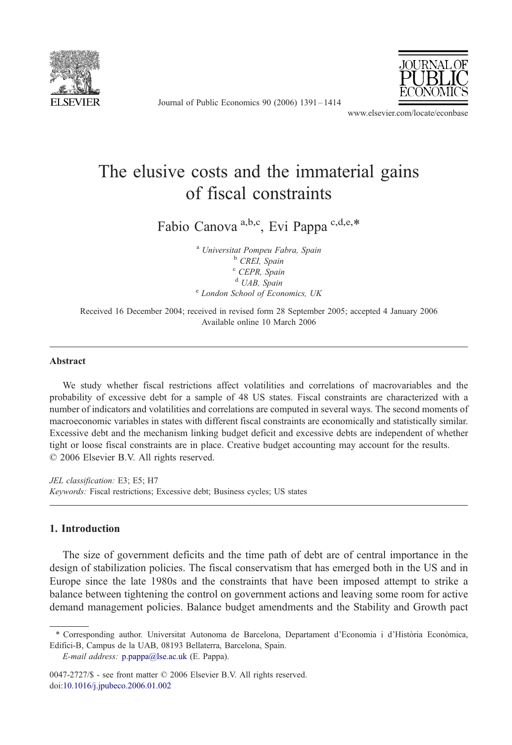# The elusive costs and the immaterial gains of fiscal constraints

Fabio Canova [a,b,c], Evi Pappa [c,d,e,*]

[a] *Universitat Pompeu Fabra, Spain*
[b] *CREI, Spain*
[c] *CEPR, Spain*
[d] *UAB, Spain*
[e] *London School of Economics, UK*

Received 16 December 2004; received in revised form 28 September 2005; accepted 4 January 2006
Available online 10 March 2006

---

### Abstract

We study whether fiscal restrictions affect volatilities and correlations of macrovariables and the probability of excessive debt for a sample of 48 US states. Fiscal constraints are characterized with a number of indicators and volatilities and correlations are computed in several ways. The second moments of macroeconomic variables in states with different fiscal constraints are economically and statistically similar. Excessive debt and the mechanism linking budget deficit and excessive debts are independent of whether tight or loose fiscal constraints are in place. Creative budget accounting may account for the results.
© 2006 Elsevier B.V. All rights reserved.

*JEL classification:* E3; E5; H7
*Keywords:* Fiscal restrictions; Excessive debt; Business cycles; US states

---

## 1. Introduction

The size of government deficits and the time path of debt are of central importance in the design of stabilization policies. The fiscal conservatism that has emerged both in the US and in Europe since the late 1980s and the constraints that have been imposed attempt to strike a balance between tightening the control on government actions and leaving some room for active demand management policies. Balance budget amendments and the Stability and Growth pact

---

\* Corresponding author. Universitat Autonoma de Barcelona, Departament d'Economia i d'Història Econòmica, Edifici-B, Campus de la UAB, 08193 Bellaterra, Barcelona, Spain.
*E-mail address:* p.pappa@lse.ac.uk (E. Pappa).

0047-2727/$ - see front matter © 2006 Elsevier B.V. All rights reserved.
doi:10.1016/j.jpubeco.2006.01.002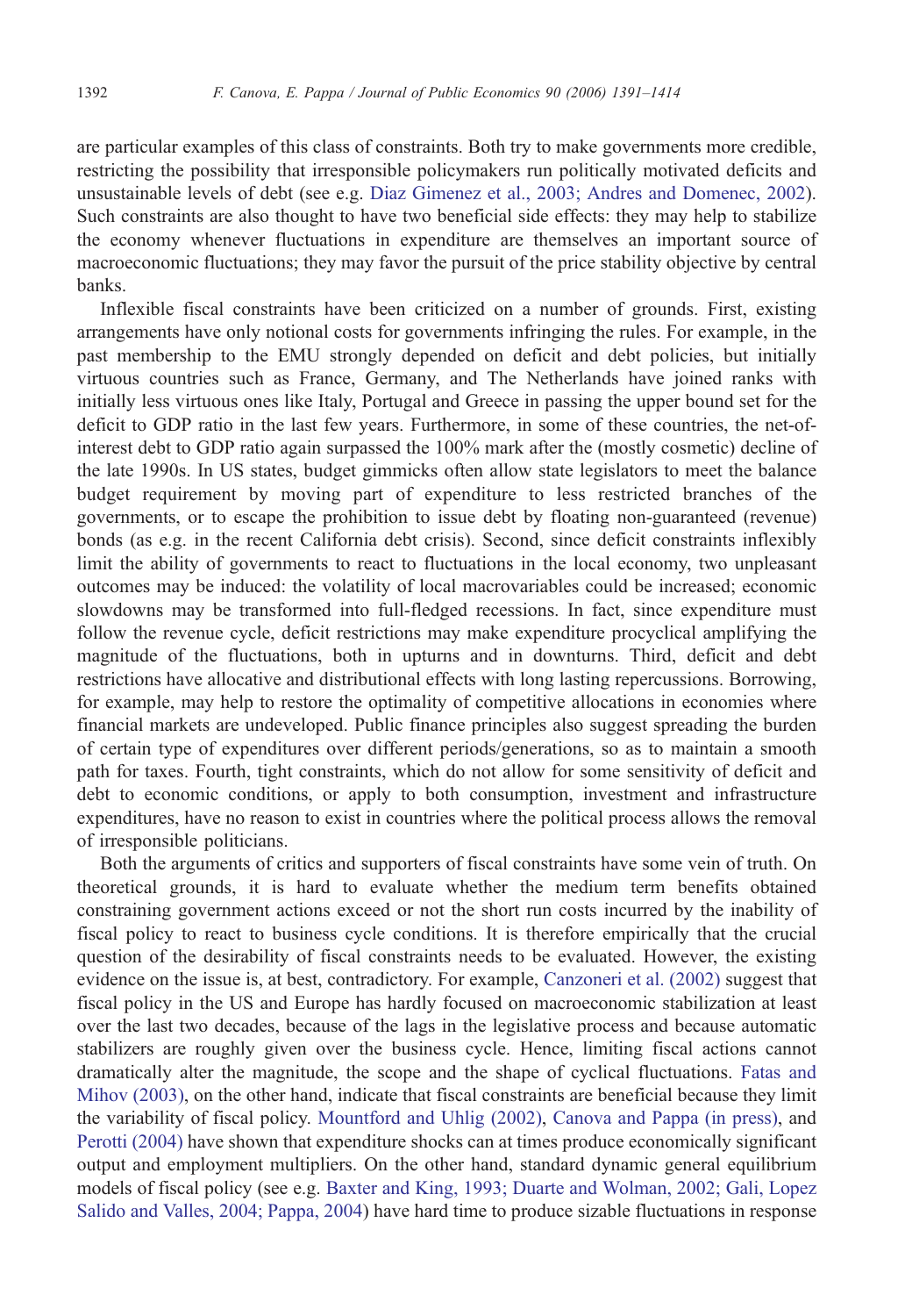are particular examples of this class of constraints. Both try to make governments more credible, restricting the possibility that irresponsible policymakers run politically motivated deficits and unsustainable levels of debt (see e.g. Diaz Gimenez et al., 2003; Andres and Domenec, 2002). Such constraints are also thought to have two beneficial side effects: they may help to stabilize the economy whenever fluctuations in expenditure are themselves an important source of macroeconomic fluctuations; they may favor the pursuit of the price stability objective by central banks.

Inflexible fiscal constraints have been criticized on a number of grounds. First, existing arrangements have only notional costs for governments infringing the rules. For example, in the past membership to the EMU strongly depended on deficit and debt policies, but initially virtuous countries such as France, Germany, and The Netherlands have joined ranks with initially less virtuous ones like Italy, Portugal and Greece in passing the upper bound set for the deficit to GDP ratio in the last few years. Furthermore, in some of these countries, the net-of-interest debt to GDP ratio again surpassed the 100% mark after the (mostly cosmetic) decline of the late 1990s. In US states, budget gimmicks often allow state legislators to meet the balance budget requirement by moving part of expenditure to less restricted branches of the governments, or to escape the prohibition to issue debt by floating non-guaranteed (revenue) bonds (as e.g. in the recent California debt crisis). Second, since deficit constraints inflexibly limit the ability of governments to react to fluctuations in the local economy, two unpleasant outcomes may be induced: the volatility of local macrovariables could be increased; economic slowdowns may be transformed into full-fledged recessions. In fact, since expenditure must follow the revenue cycle, deficit restrictions may make expenditure procyclical amplifying the magnitude of the fluctuations, both in upturns and in downturns. Third, deficit and debt restrictions have allocative and distributional effects with long lasting repercussions. Borrowing, for example, may help to restore the optimality of competitive allocations in economies where financial markets are undeveloped. Public finance principles also suggest spreading the burden of certain type of expenditures over different periods/generations, so as to maintain a smooth path for taxes. Fourth, tight constraints, which do not allow for some sensitivity of deficit and debt to economic conditions, or apply to both consumption, investment and infrastructure expenditures, have no reason to exist in countries where the political process allows the removal of irresponsible politicians.

Both the arguments of critics and supporters of fiscal constraints have some vein of truth. On theoretical grounds, it is hard to evaluate whether the medium term benefits obtained constraining government actions exceed or not the short run costs incurred by the inability of fiscal policy to react to business cycle conditions. It is therefore empirically that the crucial question of the desirability of fiscal constraints needs to be evaluated. However, the existing evidence on the issue is, at best, contradictory. For example, Canzoneri et al. (2002) suggest that fiscal policy in the US and Europe has hardly focused on macroeconomic stabilization at least over the last two decades, because of the lags in the legislative process and because automatic stabilizers are roughly given over the business cycle. Hence, limiting fiscal actions cannot dramatically alter the magnitude, the scope and the shape of cyclical fluctuations. Fatas and Mihov (2003), on the other hand, indicate that fiscal constraints are beneficial because they limit the variability of fiscal policy. Mountford and Uhlig (2002), Canova and Pappa (in press), and Perotti (2004) have shown that expenditure shocks can at times produce economically significant output and employment multipliers. On the other hand, standard dynamic general equilibrium models of fiscal policy (see e.g. Baxter and King, 1993; Duarte and Wolman, 2002; Gali, Lopez Salido and Valles, 2004; Pappa, 2004) have hard time to produce sizable fluctuations in response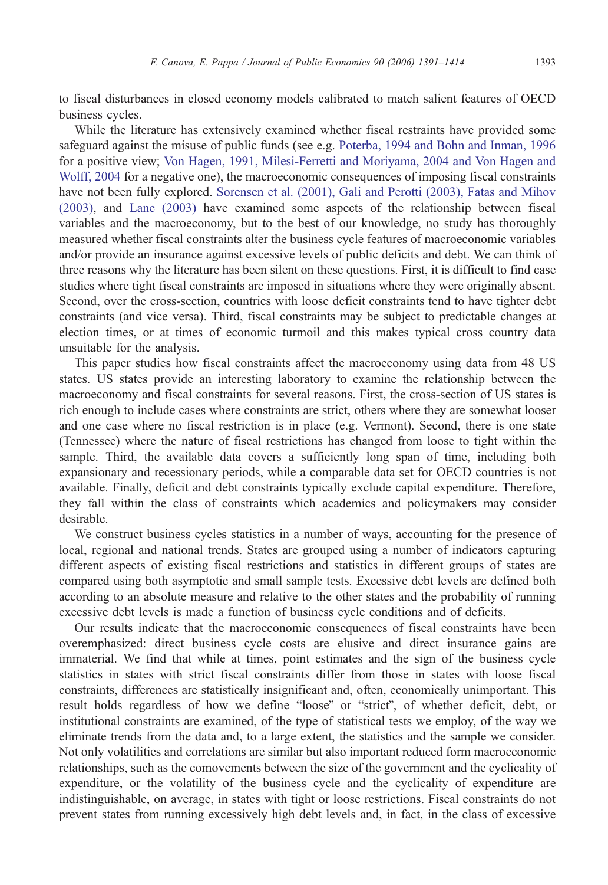to fiscal disturbances in closed economy models calibrated to match salient features of OECD business cycles.

While the literature has extensively examined whether fiscal restraints have provided some safeguard against the misuse of public funds (see e.g. Poterba, 1994 and Bohn and Inman, 1996 for a positive view; Von Hagen, 1991, Milesi-Ferretti and Moriyama, 2004 and Von Hagen and Wolff, 2004 for a negative one), the macroeconomic consequences of imposing fiscal constraints have not been fully explored. Sorensen et al. (2001), Gali and Perotti (2003), Fatas and Mihov (2003), and Lane (2003) have examined some aspects of the relationship between fiscal variables and the macroeconomy, but to the best of our knowledge, no study has thoroughly measured whether fiscal constraints alter the business cycle features of macroeconomic variables and/or provide an insurance against excessive levels of public deficits and debt. We can think of three reasons why the literature has been silent on these questions. First, it is difficult to find case studies where tight fiscal constraints are imposed in situations where they were originally absent. Second, over the cross-section, countries with loose deficit constraints tend to have tighter debt constraints (and vice versa). Third, fiscal constraints may be subject to predictable changes at election times, or at times of economic turmoil and this makes typical cross country data unsuitable for the analysis.

This paper studies how fiscal constraints affect the macroeconomy using data from 48 US states. US states provide an interesting laboratory to examine the relationship between the macroeconomy and fiscal constraints for several reasons. First, the cross-section of US states is rich enough to include cases where constraints are strict, others where they are somewhat looser and one case where no fiscal restriction is in place (e.g. Vermont). Second, there is one state (Tennessee) where the nature of fiscal restrictions has changed from loose to tight within the sample. Third, the available data covers a sufficiently long span of time, including both expansionary and recessionary periods, while a comparable data set for OECD countries is not available. Finally, deficit and debt constraints typically exclude capital expenditure. Therefore, they fall within the class of constraints which academics and policymakers may consider desirable.

We construct business cycles statistics in a number of ways, accounting for the presence of local, regional and national trends. States are grouped using a number of indicators capturing different aspects of existing fiscal restrictions and statistics in different groups of states are compared using both asymptotic and small sample tests. Excessive debt levels are defined both according to an absolute measure and relative to the other states and the probability of running excessive debt levels is made a function of business cycle conditions and of deficits.

Our results indicate that the macroeconomic consequences of fiscal constraints have been overemphasized: direct business cycle costs are elusive and direct insurance gains are immaterial. We find that while at times, point estimates and the sign of the business cycle statistics in states with strict fiscal constraints differ from those in states with loose fiscal constraints, differences are statistically insignificant and, often, economically unimportant. This result holds regardless of how we define "loose" or "strict", of whether deficit, debt, or institutional constraints are examined, of the type of statistical tests we employ, of the way we eliminate trends from the data and, to a large extent, the statistics and the sample we consider. Not only volatilities and correlations are similar but also important reduced form macroeconomic relationships, such as the comovements between the size of the government and the cyclicality of expenditure, or the volatility of the business cycle and the cyclicality of expenditure are indistinguishable, on average, in states with tight or loose restrictions. Fiscal constraints do not prevent states from running excessively high debt levels and, in fact, in the class of excessive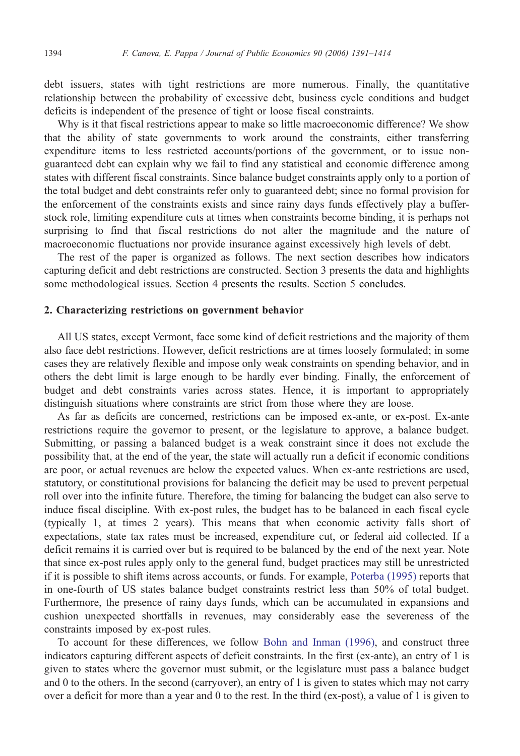debt issuers, states with tight restrictions are more numerous. Finally, the quantitative relationship between the probability of excessive debt, business cycle conditions and budget deficits is independent of the presence of tight or loose fiscal constraints.

Why is it that fiscal restrictions appear to make so little macroeconomic difference? We show that the ability of state governments to work around the constraints, either transferring expenditure items to less restricted accounts/portions of the government, or to issue non-guaranteed debt can explain why we fail to find any statistical and economic difference among states with different fiscal constraints. Since balance budget constraints apply only to a portion of the total budget and debt constraints refer only to guaranteed debt; since no formal provision for the enforcement of the constraints exists and since rainy days funds effectively play a buffer-stock role, limiting expenditure cuts at times when constraints become binding, it is perhaps not surprising to find that fiscal restrictions do not alter the magnitude and the nature of macroeconomic fluctuations nor provide insurance against excessively high levels of debt.

The rest of the paper is organized as follows. The next section describes how indicators capturing deficit and debt restrictions are constructed. Section 3 presents the data and highlights some methodological issues. Section 4 presents the results. Section 5 concludes.

## 2. Characterizing restrictions on government behavior

All US states, except Vermont, face some kind of deficit restrictions and the majority of them also face debt restrictions. However, deficit restrictions are at times loosely formulated; in some cases they are relatively flexible and impose only weak constraints on spending behavior, and in others the debt limit is large enough to be hardly ever binding. Finally, the enforcement of budget and debt constraints varies across states. Hence, it is important to appropriately distinguish situations where constraints are strict from those where they are loose.

As far as deficits are concerned, restrictions can be imposed ex-ante, or ex-post. Ex-ante restrictions require the governor to present, or the legislature to approve, a balance budget. Submitting, or passing a balanced budget is a weak constraint since it does not exclude the possibility that, at the end of the year, the state will actually run a deficit if economic conditions are poor, or actual revenues are below the expected values. When ex-ante restrictions are used, statutory, or constitutional provisions for balancing the deficit may be used to prevent perpetual roll over into the infinite future. Therefore, the timing for balancing the budget can also serve to induce fiscal discipline. With ex-post rules, the budget has to be balanced in each fiscal cycle (typically 1, at times 2 years). This means that when economic activity falls short of expectations, state tax rates must be increased, expenditure cut, or federal aid collected. If a deficit remains it is carried over but is required to be balanced by the end of the next year. Note that since ex-post rules apply only to the general fund, budget practices may still be unrestricted if it is possible to shift items across accounts, or funds. For example, Poterba (1995) reports that in one-fourth of US states balance budget constraints restrict less than 50% of total budget. Furthermore, the presence of rainy days funds, which can be accumulated in expansions and cushion unexpected shortfalls in revenues, may considerably ease the severeness of the constraints imposed by ex-post rules.

To account for these differences, we follow Bohn and Inman (1996), and construct three indicators capturing different aspects of deficit constraints. In the first (ex-ante), an entry of 1 is given to states where the governor must submit, or the legislature must pass a balance budget and 0 to the others. In the second (carryover), an entry of 1 is given to states which may not carry over a deficit for more than a year and 0 to the rest. In the third (ex-post), a value of 1 is given to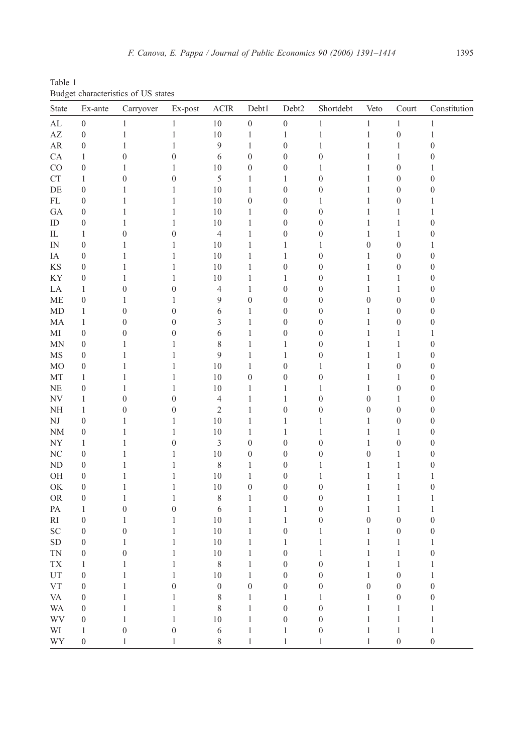Table 1
Budget characteristics of US states

| State | Ex-ante | Carryover | Ex-post | ACIR | Debt1 | Debt2 | Shortdebt | Veto | Court | Constitution |
|---|---|---|---|---|---|---|---|---|---|---|
| AL | 0 | 1 | 1 | 10 | 0 | 0 | 1 | 1 | 1 | 1 |
| AZ | 0 | 1 | 1 | 10 | 1 | 1 | 1 | 1 | 0 | 1 |
| AR | 0 | 1 | 1 | 9 | 1 | 0 | 1 | 1 | 1 | 0 |
| CA | 1 | 0 | 0 | 6 | 0 | 0 | 0 | 1 | 1 | 0 |
| CO | 0 | 1 | 1 | 10 | 0 | 0 | 1 | 1 | 0 | 1 |
| CT | 1 | 0 | 0 | 5 | 1 | 1 | 0 | 1 | 0 | 0 |
| DE | 0 | 1 | 1 | 10 | 1 | 0 | 0 | 1 | 0 | 0 |
| FL | 0 | 1 | 1 | 10 | 0 | 0 | 1 | 1 | 0 | 1 |
| GA | 0 | 1 | 1 | 10 | 1 | 0 | 0 | 1 | 1 | 1 |
| ID | 0 | 1 | 1 | 10 | 1 | 0 | 0 | 1 | 1 | 0 |
| IL | 1 | 0 | 0 | 4 | 1 | 0 | 0 | 1 | 1 | 0 |
| IN | 0 | 1 | 1 | 10 | 1 | 1 | 1 | 0 | 0 | 1 |
| IA | 0 | 1 | 1 | 10 | 1 | 1 | 0 | 1 | 0 | 0 |
| KS | 0 | 1 | 1 | 10 | 1 | 0 | 0 | 1 | 0 | 0 |
| KY | 0 | 1 | 1 | 10 | 1 | 1 | 0 | 1 | 1 | 0 |
| LA | 1 | 0 | 0 | 4 | 1 | 0 | 0 | 1 | 1 | 0 |
| ME | 0 | 1 | 1 | 9 | 0 | 0 | 0 | 0 | 0 | 0 |
| MD | 1 | 0 | 0 | 6 | 1 | 0 | 0 | 1 | 0 | 0 |
| MA | 1 | 0 | 0 | 3 | 1 | 0 | 0 | 1 | 0 | 0 |
| MI | 0 | 0 | 0 | 6 | 1 | 0 | 0 | 1 | 1 | 1 |
| MN | 0 | 1 | 1 | 8 | 1 | 1 | 0 | 1 | 1 | 0 |
| MS | 0 | 1 | 1 | 9 | 1 | 1 | 0 | 1 | 1 | 0 |
| MO | 0 | 1 | 1 | 10 | 1 | 0 | 1 | 1 | 0 | 0 |
| MT | 1 | 1 | 1 | 10 | 0 | 0 | 0 | 1 | 1 | 0 |
| NE | 0 | 1 | 1 | 10 | 1 | 1 | 1 | 1 | 0 | 0 |
| NV | 1 | 0 | 0 | 4 | 1 | 1 | 0 | 0 | 1 | 0 |
| NH | 1 | 0 | 0 | 2 | 1 | 0 | 0 | 0 | 0 | 0 |
| NJ | 0 | 1 | 1 | 10 | 1 | 1 | 1 | 1 | 0 | 0 |
| NM | 0 | 1 | 1 | 10 | 1 | 1 | 1 | 1 | 1 | 0 |
| NY | 1 | 1 | 0 | 3 | 0 | 0 | 0 | 1 | 0 | 0 |
| NC | 0 | 1 | 1 | 10 | 0 | 0 | 0 | 0 | 1 | 0 |
| ND | 0 | 1 | 1 | 8 | 1 | 0 | 1 | 1 | 1 | 0 |
| OH | 0 | 1 | 1 | 10 | 1 | 0 | 1 | 1 | 1 | 1 |
| OK | 0 | 1 | 1 | 10 | 0 | 0 | 0 | 1 | 1 | 0 |
| OR | 0 | 1 | 1 | 8 | 1 | 0 | 0 | 1 | 1 | 1 |
| PA | 1 | 0 | 0 | 6 | 1 | 1 | 0 | 1 | 1 | 1 |
| RI | 0 | 1 | 1 | 10 | 1 | 1 | 0 | 0 | 0 | 0 |
| SC | 0 | 0 | 1 | 10 | 1 | 0 | 1 | 1 | 0 | 0 |
| SD | 0 | 1 | 1 | 10 | 1 | 1 | 1 | 1 | 1 | 1 |
| TN | 0 | 0 | 1 | 10 | 1 | 0 | 1 | 1 | 1 | 0 |
| TX | 1 | 1 | 1 | 8 | 1 | 0 | 0 | 1 | 1 | 1 |
| UT | 0 | 1 | 1 | 10 | 1 | 0 | 0 | 1 | 0 | 1 |
| VT | 0 | 1 | 0 | 0 | 0 | 0 | 0 | 0 | 0 | 0 |
| VA | 0 | 1 | 1 | 8 | 1 | 1 | 1 | 1 | 0 | 0 |
| WA | 0 | 1 | 1 | 8 | 1 | 0 | 0 | 1 | 1 | 1 |
| WV | 0 | 1 | 1 | 10 | 1 | 0 | 0 | 1 | 1 | 1 |
| WI | 1 | 0 | 0 | 6 | 1 | 1 | 0 | 1 | 1 | 1 |
| WY | 0 | 1 | 1 | 8 | 1 | 1 | 1 | 1 | 0 | 0 |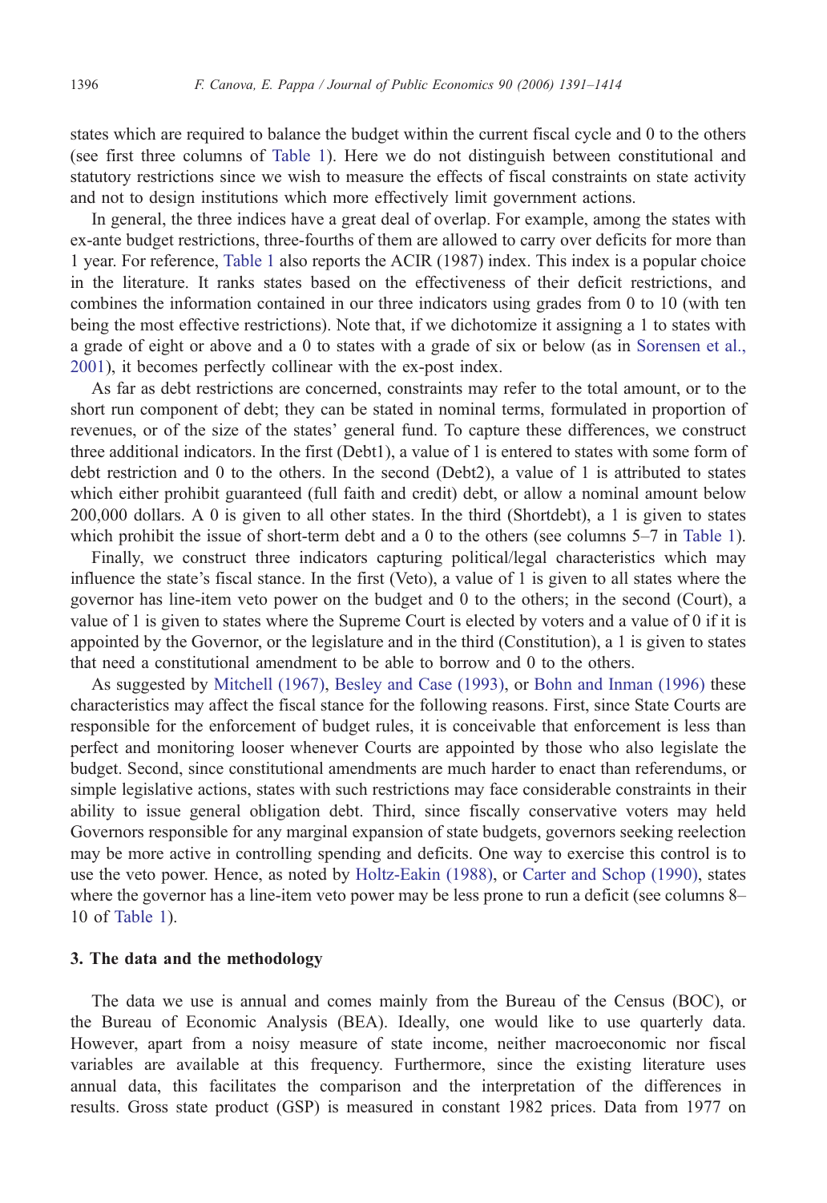states which are required to balance the budget within the current fiscal cycle and 0 to the others (see first three columns of Table 1). Here we do not distinguish between constitutional and statutory restrictions since we wish to measure the effects of fiscal constraints on state activity and not to design institutions which more effectively limit government actions.

In general, the three indices have a great deal of overlap. For example, among the states with ex-ante budget restrictions, three-fourths of them are allowed to carry over deficits for more than 1 year. For reference, Table 1 also reports the ACIR (1987) index. This index is a popular choice in the literature. It ranks states based on the effectiveness of their deficit restrictions, and combines the information contained in our three indicators using grades from 0 to 10 (with ten being the most effective restrictions). Note that, if we dichotomize it assigning a 1 to states with a grade of eight or above and a 0 to states with a grade of six or below (as in Sorensen et al., 2001), it becomes perfectly collinear with the ex-post index.

As far as debt restrictions are concerned, constraints may refer to the total amount, or to the short run component of debt; they can be stated in nominal terms, formulated in proportion of revenues, or of the size of the states' general fund. To capture these differences, we construct three additional indicators. In the first (Debt1), a value of 1 is entered to states with some form of debt restriction and 0 to the others. In the second (Debt2), a value of 1 is attributed to states which either prohibit guaranteed (full faith and credit) debt, or allow a nominal amount below 200,000 dollars. A 0 is given to all other states. In the third (Shortdebt), a 1 is given to states which prohibit the issue of short-term debt and a 0 to the others (see columns 5–7 in Table 1).

Finally, we construct three indicators capturing political/legal characteristics which may influence the state's fiscal stance. In the first (Veto), a value of 1 is given to all states where the governor has line-item veto power on the budget and 0 to the others; in the second (Court), a value of 1 is given to states where the Supreme Court is elected by voters and a value of 0 if it is appointed by the Governor, or the legislature and in the third (Constitution), a 1 is given to states that need a constitutional amendment to be able to borrow and 0 to the others.

As suggested by Mitchell (1967), Besley and Case (1993), or Bohn and Inman (1996) these characteristics may affect the fiscal stance for the following reasons. First, since State Courts are responsible for the enforcement of budget rules, it is conceivable that enforcement is less than perfect and monitoring looser whenever Courts are appointed by those who also legislate the budget. Second, since constitutional amendments are much harder to enact than referendums, or simple legislative actions, states with such restrictions may face considerable constraints in their ability to issue general obligation debt. Third, since fiscally conservative voters may held Governors responsible for any marginal expansion of state budgets, governors seeking reelection may be more active in controlling spending and deficits. One way to exercise this control is to use the veto power. Hence, as noted by Holtz-Eakin (1988), or Carter and Schop (1990), states where the governor has a line-item veto power may be less prone to run a deficit (see columns 8–10 of Table 1).

## 3. The data and the methodology

The data we use is annual and comes mainly from the Bureau of the Census (BOC), or the Bureau of Economic Analysis (BEA). Ideally, one would like to use quarterly data. However, apart from a noisy measure of state income, neither macroeconomic nor fiscal variables are available at this frequency. Furthermore, since the existing literature uses annual data, this facilitates the comparison and the interpretation of the differences in results. Gross state product (GSP) is measured in constant 1982 prices. Data from 1977 on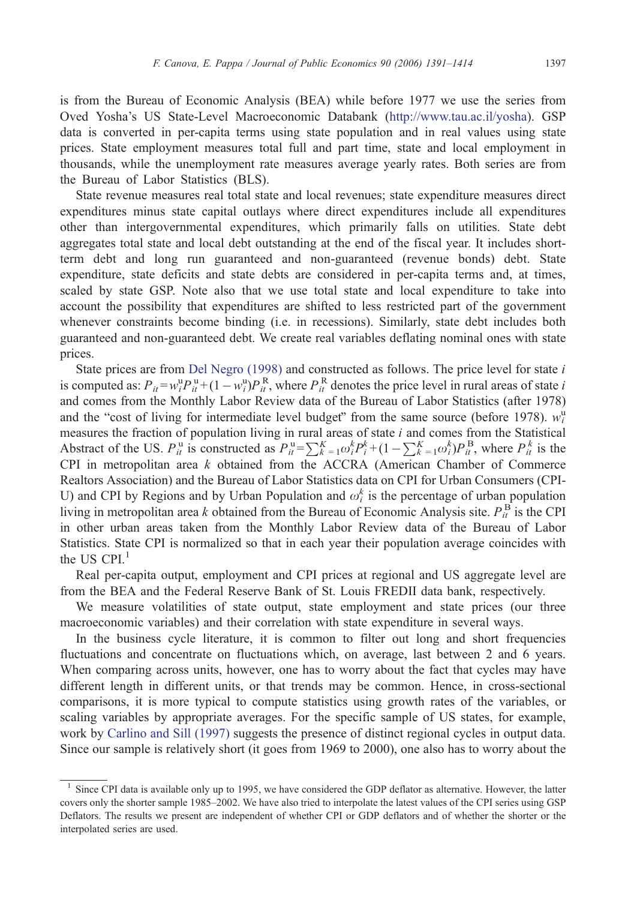is from the Bureau of Economic Analysis (BEA) while before 1977 we use the series from Oved Yosha's US State-Level Macroeconomic Databank (http://www.tau.ac.il/yosha). GSP data is converted in per-capita terms using state population and in real values using state prices. State employment measures total full and part time, state and local employment in thousands, while the unemployment rate measures average yearly rates. Both series are from the Bureau of Labor Statistics (BLS).

State revenue measures real total state and local revenues; state expenditure measures direct expenditures minus state capital outlays where direct expenditures include all expenditures other than intergovernmental expenditures, which primarily falls on utilities. State debt aggregates total state and local debt outstanding at the end of the fiscal year. It includes short-term debt and long run guaranteed and non-guaranteed (revenue bonds) debt. State expenditure, state deficits and state debts are considered in per-capita terms and, at times, scaled by state GSP. Note also that we use total state and local expenditure to take into account the possibility that expenditures are shifted to less restricted part of the government whenever constraints become binding (i.e. in recessions). Similarly, state debt includes both guaranteed and non-guaranteed debt. We create real variables deflating nominal ones with state prices.

State prices are from Del Negro (1998) and constructed as follows. The price level for state $i$ is computed as: $P_{it}=w_i^{\mathrm{u}}P_{it}^{\mathrm{u}}+(1-w_i^{\mathrm{u}})P_{it}^{\mathrm{R}}$, where $P_{it}^{\mathrm{R}}$ denotes the price level in rural areas of state $i$ and comes from the Monthly Labor Review data of the Bureau of Labor Statistics (after 1978) and the "cost of living for intermediate level budget" from the same source (before 1978). $w_i^{\mathrm{u}}$ measures the fraction of population living in rural areas of state $i$ and comes from the Statistical Abstract of the US. $P_{it}^{\mathrm{u}}$ is constructed as $P_{it}^{\mathrm{u}}=\sum_{k=1}^{K}\omega_i^k P_i^k+(1-\sum_{k=1}^{K}\omega_i^k)P_{it}^{\mathrm{B}}$, where $P_{it}^{k}$ is the CPI in metropolitan area $k$ obtained from the ACCRA (American Chamber of Commerce Realtors Association) and the Bureau of Labor Statistics data on CPI for Urban Consumers (CPI-U) and CPI by Regions and by Urban Population and $\omega_i^k$ is the percentage of urban population living in metropolitan area $k$ obtained from the Bureau of Economic Analysis site. $P_{it}^{\mathrm{B}}$ is the CPI in other urban areas taken from the Monthly Labor Review data of the Bureau of Labor Statistics. State CPI is normalized so that in each year their population average coincides with the US CPI.[1]

Real per-capita output, employment and CPI prices at regional and US aggregate level are from the BEA and the Federal Reserve Bank of St. Louis FREDII data bank, respectively.

We measure volatilities of state output, state employment and state prices (our three macroeconomic variables) and their correlation with state expenditure in several ways.

In the business cycle literature, it is common to filter out long and short frequencies fluctuations and concentrate on fluctuations which, on average, last between 2 and 6 years. When comparing across units, however, one has to worry about the fact that cycles may have different length in different units, or that trends may be common. Hence, in cross-sectional comparisons, it is more typical to compute statistics using growth rates of the variables, or scaling variables by appropriate averages. For the specific sample of US states, for example, work by Carlino and Sill (1997) suggests the presence of distinct regional cycles in output data. Since our sample is relatively short (it goes from 1969 to 2000), one also has to worry about the

[1] Since CPI data is available only up to 1995, we have considered the GDP deflator as alternative. However, the latter covers only the shorter sample 1985–2002. We have also tried to interpolate the latest values of the CPI series using GSP Deflators. The results we present are independent of whether CPI or GDP deflators and of whether the shorter or the interpolated series are used.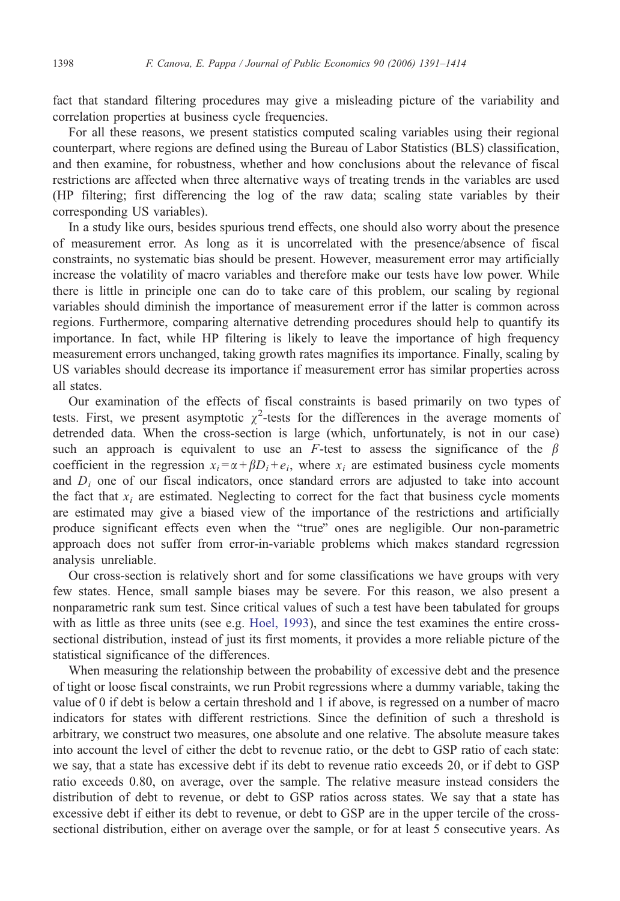fact that standard filtering procedures may give a misleading picture of the variability and correlation properties at business cycle frequencies.

For all these reasons, we present statistics computed scaling variables using their regional counterpart, where regions are defined using the Bureau of Labor Statistics (BLS) classification, and then examine, for robustness, whether and how conclusions about the relevance of fiscal restrictions are affected when three alternative ways of treating trends in the variables are used (HP filtering; first differencing the log of the raw data; scaling state variables by their corresponding US variables).

In a study like ours, besides spurious trend effects, one should also worry about the presence of measurement error. As long as it is uncorrelated with the presence/absence of fiscal constraints, no systematic bias should be present. However, measurement error may artificially increase the volatility of macro variables and therefore make our tests have low power. While there is little in principle one can do to take care of this problem, our scaling by regional variables should diminish the importance of measurement error if the latter is common across regions. Furthermore, comparing alternative detrending procedures should help to quantify its importance. In fact, while HP filtering is likely to leave the importance of high frequency measurement errors unchanged, taking growth rates magnifies its importance. Finally, scaling by US variables should decrease its importance if measurement error has similar properties across all states.

Our examination of the effects of fiscal constraints is based primarily on two types of tests. First, we present asymptotic $\chi^2$-tests for the differences in the average moments of detrended data. When the cross-section is large (which, unfortunately, is not in our case) such an approach is equivalent to use an $F$-test to assess the significance of the $\beta$ coefficient in the regression $x_i = \alpha + \beta D_i + e_i$, where $x_i$ are estimated business cycle moments and $D_i$ one of our fiscal indicators, once standard errors are adjusted to take into account the fact that $x_i$ are estimated. Neglecting to correct for the fact that business cycle moments are estimated may give a biased view of the importance of the restrictions and artificially produce significant effects even when the "true" ones are negligible. Our non-parametric approach does not suffer from error-in-variable problems which makes standard regression analysis unreliable.

Our cross-section is relatively short and for some classifications we have groups with very few states. Hence, small sample biases may be severe. For this reason, we also present a nonparametric rank sum test. Since critical values of such a test have been tabulated for groups with as little as three units (see e.g. Hoel, 1993), and since the test examines the entire cross-sectional distribution, instead of just its first moments, it provides a more reliable picture of the statistical significance of the differences.

When measuring the relationship between the probability of excessive debt and the presence of tight or loose fiscal constraints, we run Probit regressions where a dummy variable, taking the value of 0 if debt is below a certain threshold and 1 if above, is regressed on a number of macro indicators for states with different restrictions. Since the definition of such a threshold is arbitrary, we construct two measures, one absolute and one relative. The absolute measure takes into account the level of either the debt to revenue ratio, or the debt to GSP ratio of each state: we say, that a state has excessive debt if its debt to revenue ratio exceeds 20, or if debt to GSP ratio exceeds 0.80, on average, over the sample. The relative measure instead considers the distribution of debt to revenue, or debt to GSP ratios across states. We say that a state has excessive debt if either its debt to revenue, or debt to GSP are in the upper tercile of the cross-sectional distribution, either on average over the sample, or for at least 5 consecutive years. As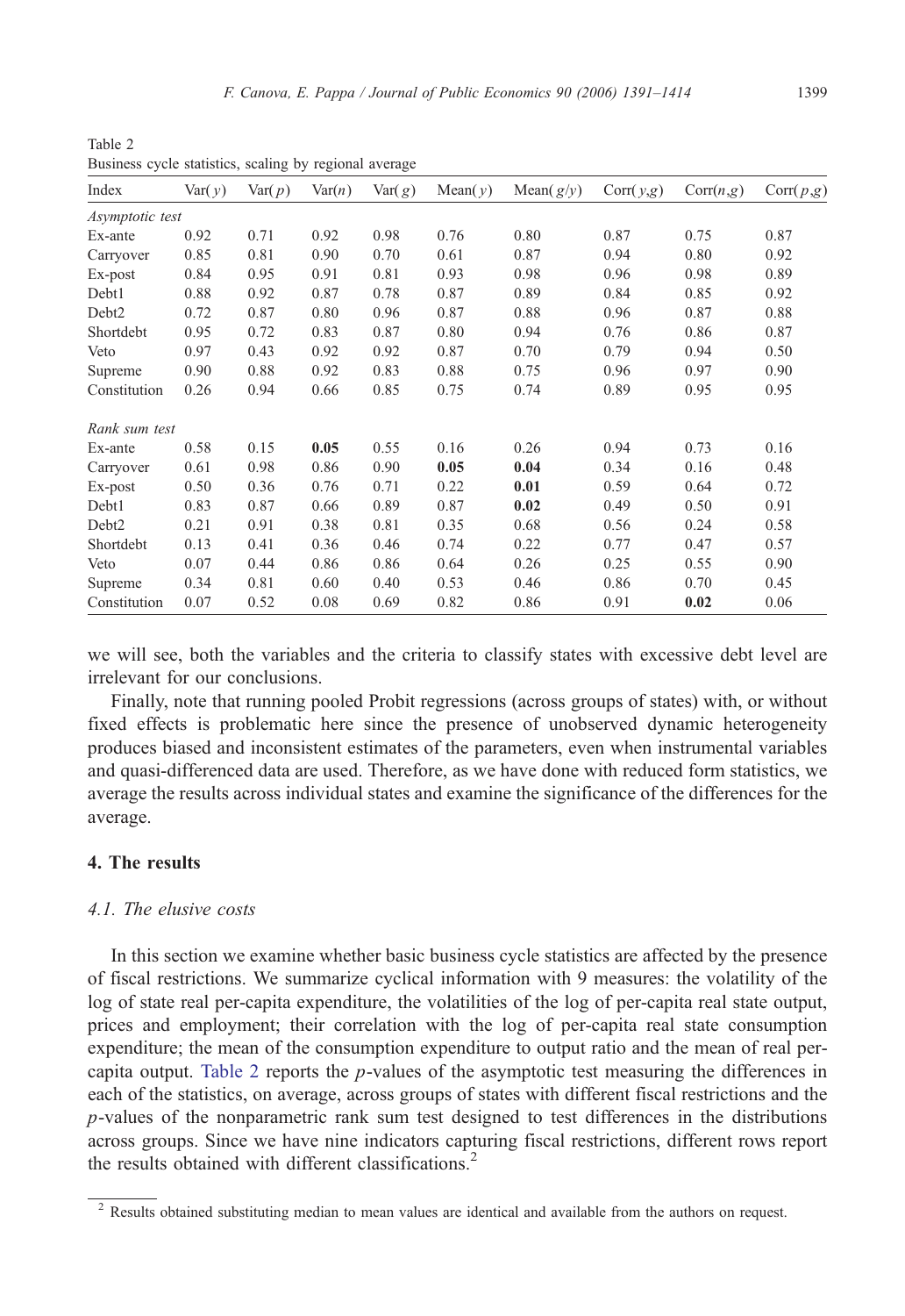Table 2
Business cycle statistics, scaling by regional average

| Index | Var($y$) | Var($p$) | Var($n$) | Var($g$) | Mean($y$) | Mean($g/y$) | Corr($y$,$g$) | Corr($n$,$g$) | Corr($p$,$g$) |
|---|---|---|---|---|---|---|---|---|---|
| *Asymptotic test* | | | | | | | | | |
| Ex-ante | 0.92 | 0.71 | 0.92 | 0.98 | 0.76 | 0.80 | 0.87 | 0.75 | 0.87 |
| Carryover | 0.85 | 0.81 | 0.90 | 0.70 | 0.61 | 0.87 | 0.94 | 0.80 | 0.92 |
| Ex-post | 0.84 | 0.95 | 0.91 | 0.81 | 0.93 | 0.98 | 0.96 | 0.98 | 0.89 |
| Debt1 | 0.88 | 0.92 | 0.87 | 0.78 | 0.87 | 0.89 | 0.84 | 0.85 | 0.92 |
| Debt2 | 0.72 | 0.87 | 0.80 | 0.96 | 0.87 | 0.88 | 0.96 | 0.87 | 0.88 |
| Shortdebt | 0.95 | 0.72 | 0.83 | 0.87 | 0.80 | 0.94 | 0.76 | 0.86 | 0.87 |
| Veto | 0.97 | 0.43 | 0.92 | 0.92 | 0.87 | 0.70 | 0.79 | 0.94 | 0.50 |
| Supreme | 0.90 | 0.88 | 0.92 | 0.83 | 0.88 | 0.75 | 0.96 | 0.97 | 0.90 |
| Constitution | 0.26 | 0.94 | 0.66 | 0.85 | 0.75 | 0.74 | 0.89 | 0.95 | 0.95 |
| *Rank sum test* | | | | | | | | | |
| Ex-ante | 0.58 | 0.15 | **0.05** | 0.55 | 0.16 | 0.26 | 0.94 | 0.73 | 0.16 |
| Carryover | 0.61 | 0.98 | 0.86 | 0.90 | **0.05** | **0.04** | 0.34 | 0.16 | 0.48 |
| Ex-post | 0.50 | 0.36 | 0.76 | 0.71 | 0.22 | **0.01** | 0.59 | 0.64 | 0.72 |
| Debt1 | 0.83 | 0.87 | 0.66 | 0.89 | 0.87 | **0.02** | 0.49 | 0.50 | 0.91 |
| Debt2 | 0.21 | 0.91 | 0.38 | 0.81 | 0.35 | 0.68 | 0.56 | 0.24 | 0.58 |
| Shortdebt | 0.13 | 0.41 | 0.36 | 0.46 | 0.74 | 0.22 | 0.77 | 0.47 | 0.57 |
| Veto | 0.07 | 0.44 | 0.86 | 0.86 | 0.64 | 0.26 | 0.25 | 0.55 | 0.90 |
| Supreme | 0.34 | 0.81 | 0.60 | 0.40 | 0.53 | 0.46 | 0.86 | 0.70 | 0.45 |
| Constitution | 0.07 | 0.52 | 0.08 | 0.69 | 0.82 | 0.86 | 0.91 | **0.02** | 0.06 |

we will see, both the variables and the criteria to classify states with excessive debt level are irrelevant for our conclusions.

Finally, note that running pooled Probit regressions (across groups of states) with, or without fixed effects is problematic here since the presence of unobserved dynamic heterogeneity produces biased and inconsistent estimates of the parameters, even when instrumental variables and quasi-differenced data are used. Therefore, as we have done with reduced form statistics, we average the results across individual states and examine the significance of the differences for the average.

## 4. The results

### 4.1. The elusive costs

In this section we examine whether basic business cycle statistics are affected by the presence of fiscal restrictions. We summarize cyclical information with 9 measures: the volatility of the log of state real per-capita expenditure, the volatilities of the log of per-capita real state output, prices and employment; their correlation with the log of per-capita real state consumption expenditure; the mean of the consumption expenditure to output ratio and the mean of real per-capita output. Table 2 reports the $p$-values of the asymptotic test measuring the differences in each of the statistics, on average, across groups of states with different fiscal restrictions and the $p$-values of the nonparametric rank sum test designed to test differences in the distributions across groups. Since we have nine indicators capturing fiscal restrictions, different rows report the results obtained with different classifications.[2]

[2] Results obtained substituting median to mean values are identical and available from the authors on request.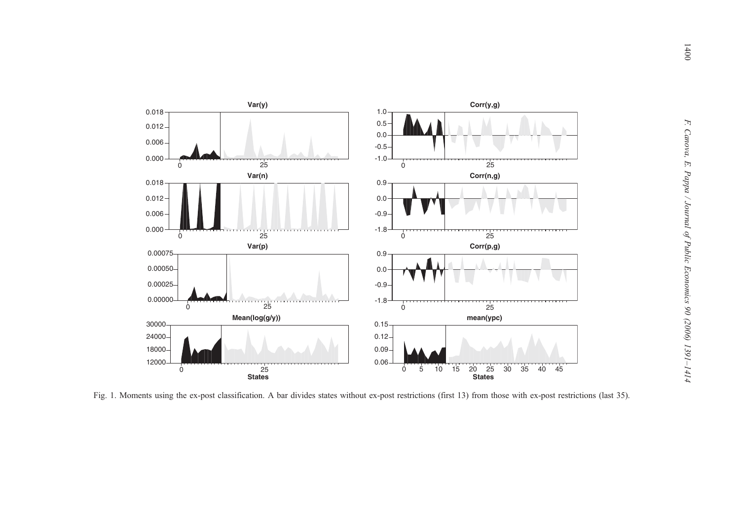Fig. 1. Moments using the ex-post classification. A bar divides states without ex-post restrictions (first 13) from those with ex-post restrictions (last 35).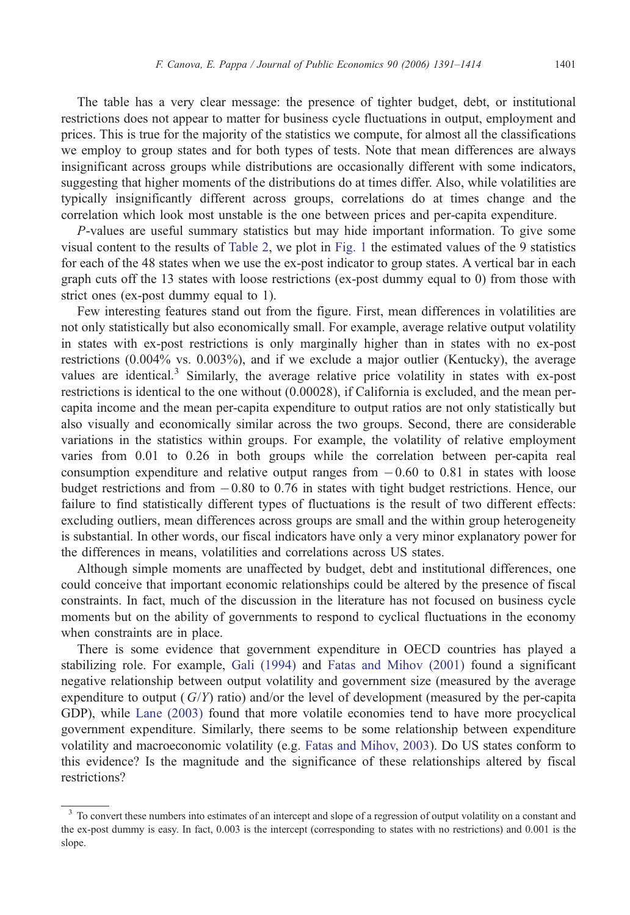The table has a very clear message: the presence of tighter budget, debt, or institutional restrictions does not appear to matter for business cycle fluctuations in output, employment and prices. This is true for the majority of the statistics we compute, for almost all the classifications we employ to group states and for both types of tests. Note that mean differences are always insignificant across groups while distributions are occasionally different with some indicators, suggesting that higher moments of the distributions do at times differ. Also, while volatilities are typically insignificantly different across groups, correlations do at times change and the correlation which look most unstable is the one between prices and per-capita expenditure.

*P*-values are useful summary statistics but may hide important information. To give some visual content to the results of Table 2, we plot in Fig. 1 the estimated values of the 9 statistics for each of the 48 states when we use the ex-post indicator to group states. A vertical bar in each graph cuts off the 13 states with loose restrictions (ex-post dummy equal to 0) from those with strict ones (ex-post dummy equal to 1).

Few interesting features stand out from the figure. First, mean differences in volatilities are not only statistically but also economically small. For example, average relative output volatility in states with ex-post restrictions is only marginally higher than in states with no ex-post restrictions (0.004% vs. 0.003%), and if we exclude a major outlier (Kentucky), the average values are identical.[3] Similarly, the average relative price volatility in states with ex-post restrictions is identical to the one without (0.00028), if California is excluded, and the mean per-capita income and the mean per-capita expenditure to output ratios are not only statistically but also visually and economically similar across the two groups. Second, there are considerable variations in the statistics within groups. For example, the volatility of relative employment varies from 0.01 to 0.26 in both groups while the correlation between per-capita real consumption expenditure and relative output ranges from −0.60 to 0.81 in states with loose budget restrictions and from −0.80 to 0.76 in states with tight budget restrictions. Hence, our failure to find statistically different types of fluctuations is the result of two different effects: excluding outliers, mean differences across groups are small and the within group heterogeneity is substantial. In other words, our fiscal indicators have only a very minor explanatory power for the differences in means, volatilities and correlations across US states.

Although simple moments are unaffected by budget, debt and institutional differences, one could conceive that important economic relationships could be altered by the presence of fiscal constraints. In fact, much of the discussion in the literature has not focused on business cycle moments but on the ability of governments to respond to cyclical fluctuations in the economy when constraints are in place.

There is some evidence that government expenditure in OECD countries has played a stabilizing role. For example, Gali (1994) and Fatas and Mihov (2001) found a significant negative relationship between output volatility and government size (measured by the average expenditure to output ($G/Y$) ratio) and/or the level of development (measured by the per-capita GDP), while Lane (2003) found that more volatile economies tend to have more procyclical government expenditure. Similarly, there seems to be some relationship between expenditure volatility and macroeconomic volatility (e.g. Fatas and Mihov, 2003). Do US states conform to this evidence? Is the magnitude and the significance of these relationships altered by fiscal restrictions?

[3] To convert these numbers into estimates of an intercept and slope of a regression of output volatility on a constant and the ex-post dummy is easy. In fact, 0.003 is the intercept (corresponding to states with no restrictions) and 0.001 is the slope.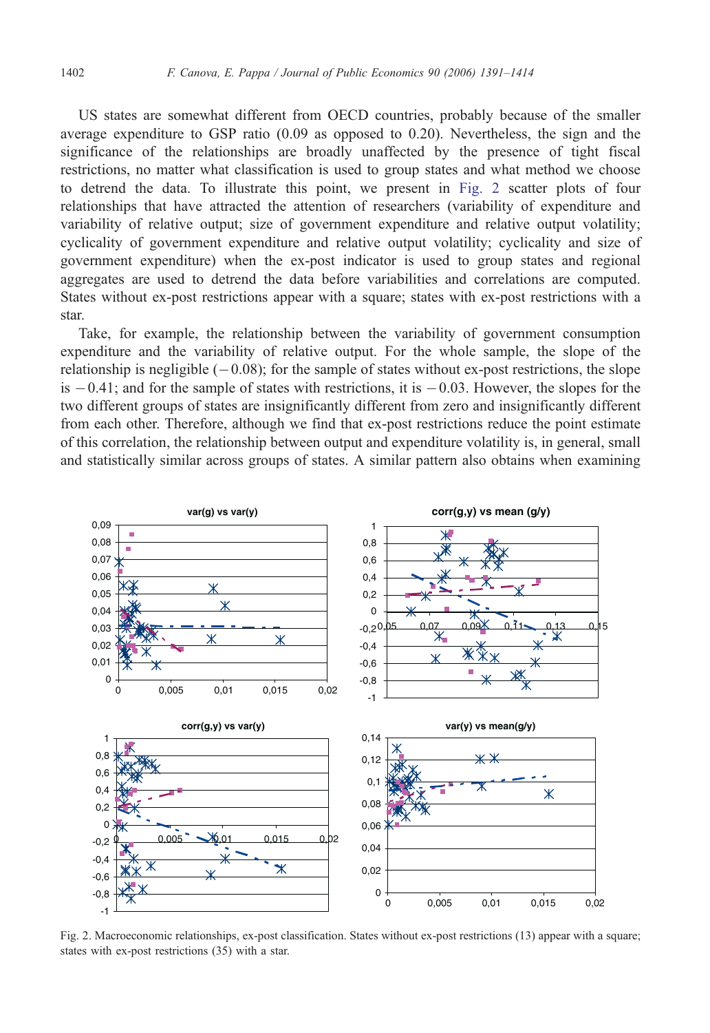US states are somewhat different from OECD countries, probably because of the smaller average expenditure to GSP ratio (0.09 as opposed to 0.20). Nevertheless, the sign and the significance of the relationships are broadly unaffected by the presence of tight fiscal restrictions, no matter what classification is used to group states and what method we choose to detrend the data. To illustrate this point, we present in Fig. 2 scatter plots of four relationships that have attracted the attention of researchers (variability of expenditure and variability of relative output; size of government expenditure and relative output volatility; cyclicality of government expenditure and relative output volatility; cyclicality and size of government expenditure) when the ex-post indicator is used to group states and regional aggregates are used to detrend the data before variabilities and correlations are computed. States without ex-post restrictions appear with a square; states with ex-post restrictions with a star.

Take, for example, the relationship between the variability of government consumption expenditure and the variability of relative output. For the whole sample, the slope of the relationship is negligible ($-0.08$); for the sample of states without ex-post restrictions, the slope is $-0.41$; and for the sample of states with restrictions, it is $-0.03$. However, the slopes for the two different groups of states are insignificantly different from zero and insignificantly different from each other. Therefore, although we find that ex-post restrictions reduce the point estimate of this correlation, the relationship between output and expenditure volatility is, in general, small and statistically similar across groups of states. A similar pattern also obtains when examining

Fig. 2. Macroeconomic relationships, ex-post classification. States without ex-post restrictions (13) appear with a square; states with ex-post restrictions (35) with a star.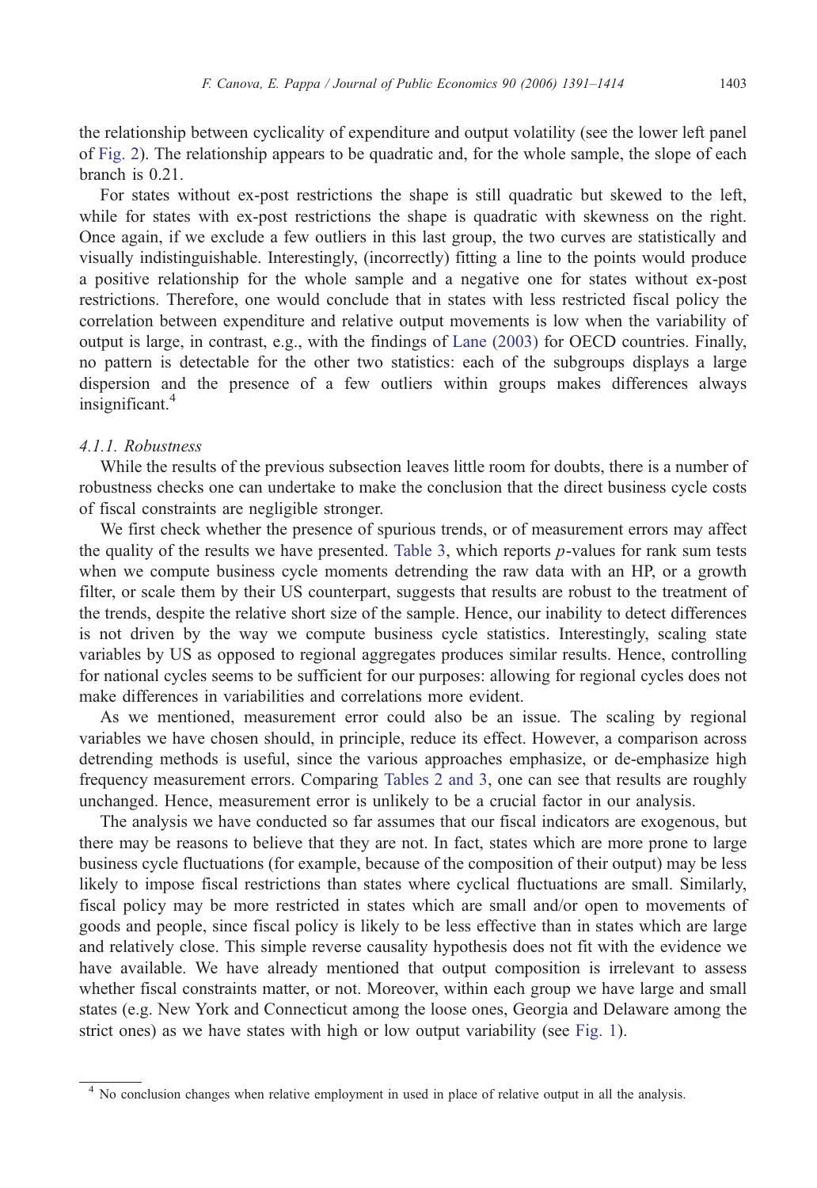the relationship between cyclicality of expenditure and output volatility (see the lower left panel of Fig. 2). The relationship appears to be quadratic and, for the whole sample, the slope of each branch is 0.21.

For states without ex-post restrictions the shape is still quadratic but skewed to the left, while for states with ex-post restrictions the shape is quadratic with skewness on the right. Once again, if we exclude a few outliers in this last group, the two curves are statistically and visually indistinguishable. Interestingly, (incorrectly) fitting a line to the points would produce a positive relationship for the whole sample and a negative one for states without ex-post restrictions. Therefore, one would conclude that in states with less restricted fiscal policy the correlation between expenditure and relative output movements is low when the variability of output is large, in contrast, e.g., with the findings of Lane (2003) for OECD countries. Finally, no pattern is detectable for the other two statistics: each of the subgroups displays a large dispersion and the presence of a few outliers within groups makes differences always insignificant.[4]

### 4.1.1. Robustness

While the results of the previous subsection leaves little room for doubts, there is a number of robustness checks one can undertake to make the conclusion that the direct business cycle costs of fiscal constraints are negligible stronger.

We first check whether the presence of spurious trends, or of measurement errors may affect the quality of the results we have presented. Table 3, which reports $p$-values for rank sum tests when we compute business cycle moments detrending the raw data with an HP, or a growth filter, or scale them by their US counterpart, suggests that results are robust to the treatment of the trends, despite the relative short size of the sample. Hence, our inability to detect differences is not driven by the way we compute business cycle statistics. Interestingly, scaling state variables by US as opposed to regional aggregates produces similar results. Hence, controlling for national cycles seems to be sufficient for our purposes: allowing for regional cycles does not make differences in variabilities and correlations more evident.

As we mentioned, measurement error could also be an issue. The scaling by regional variables we have chosen should, in principle, reduce its effect. However, a comparison across detrending methods is useful, since the various approaches emphasize, or de-emphasize high frequency measurement errors. Comparing Tables 2 and 3, one can see that results are roughly unchanged. Hence, measurement error is unlikely to be a crucial factor in our analysis.

The analysis we have conducted so far assumes that our fiscal indicators are exogenous, but there may be reasons to believe that they are not. In fact, states which are more prone to large business cycle fluctuations (for example, because of the composition of their output) may be less likely to impose fiscal restrictions than states where cyclical fluctuations are small. Similarly, fiscal policy may be more restricted in states which are small and/or open to movements of goods and people, since fiscal policy is likely to be less effective than in states which are large and relatively close. This simple reverse causality hypothesis does not fit with the evidence we have available. We have already mentioned that output composition is irrelevant to assess whether fiscal constraints matter, or not. Moreover, within each group we have large and small states (e.g. New York and Connecticut among the loose ones, Georgia and Delaware among the strict ones) as we have states with high or low output variability (see Fig. 1).

[4] No conclusion changes when relative employment in used in place of relative output in all the analysis.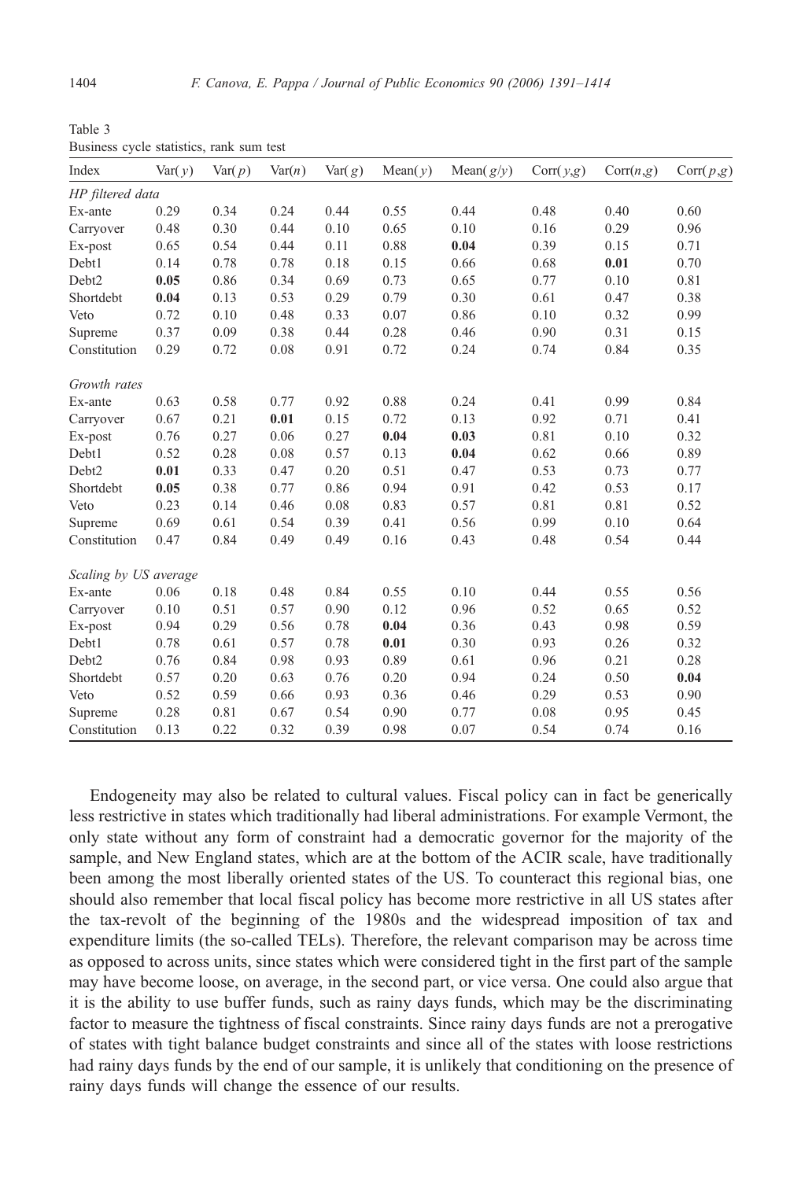Table 3
Business cycle statistics, rank sum test

| Index | Var($y$) | Var($p$) | Var($n$) | Var($g$) | Mean($y$) | Mean($g/y$) | Corr($y$,$g$) | Corr($n$,$g$) | Corr($p$,$g$) |
|---|---|---|---|---|---|---|---|---|---|
| *HP filtered data* | | | | | | | | | |
| Ex-ante | 0.29 | 0.34 | 0.24 | 0.44 | 0.55 | 0.44 | 0.48 | 0.40 | 0.60 |
| Carryover | 0.48 | 0.30 | 0.44 | 0.10 | 0.65 | 0.10 | 0.16 | 0.29 | 0.96 |
| Ex-post | 0.65 | 0.54 | 0.44 | 0.11 | 0.88 | **0.04** | 0.39 | 0.15 | 0.71 |
| Debt1 | 0.14 | 0.78 | 0.78 | 0.18 | 0.15 | 0.66 | 0.68 | **0.01** | 0.70 |
| Debt2 | **0.05** | 0.86 | 0.34 | 0.69 | 0.73 | 0.65 | 0.77 | 0.10 | 0.81 |
| Shortdebt | **0.04** | 0.13 | 0.53 | 0.29 | 0.79 | 0.30 | 0.61 | 0.47 | 0.38 |
| Veto | 0.72 | 0.10 | 0.48 | 0.33 | 0.07 | 0.86 | 0.10 | 0.32 | 0.99 |
| Supreme | 0.37 | 0.09 | 0.38 | 0.44 | 0.28 | 0.46 | 0.90 | 0.31 | 0.15 |
| Constitution | 0.29 | 0.72 | 0.08 | 0.91 | 0.72 | 0.24 | 0.74 | 0.84 | 0.35 |
| *Growth rates* | | | | | | | | | |
| Ex-ante | 0.63 | 0.58 | 0.77 | 0.92 | 0.88 | 0.24 | 0.41 | 0.99 | 0.84 |
| Carryover | 0.67 | 0.21 | **0.01** | 0.15 | 0.72 | 0.13 | 0.92 | 0.71 | 0.41 |
| Ex-post | 0.76 | 0.27 | 0.06 | 0.27 | **0.04** | **0.03** | 0.81 | 0.10 | 0.32 |
| Debt1 | 0.52 | 0.28 | 0.08 | 0.57 | 0.13 | **0.04** | 0.62 | 0.66 | 0.89 |
| Debt2 | **0.01** | 0.33 | 0.47 | 0.20 | 0.51 | 0.47 | 0.53 | 0.73 | 0.77 |
| Shortdebt | **0.05** | 0.38 | 0.77 | 0.86 | 0.94 | 0.91 | 0.42 | 0.53 | 0.17 |
| Veto | 0.23 | 0.14 | 0.46 | 0.08 | 0.83 | 0.57 | 0.81 | 0.81 | 0.52 |
| Supreme | 0.69 | 0.61 | 0.54 | 0.39 | 0.41 | 0.56 | 0.99 | 0.10 | 0.64 |
| Constitution | 0.47 | 0.84 | 0.49 | 0.49 | 0.16 | 0.43 | 0.48 | 0.54 | 0.44 |
| *Scaling by US average* | | | | | | | | | |
| Ex-ante | 0.06 | 0.18 | 0.48 | 0.84 | 0.55 | 0.10 | 0.44 | 0.55 | 0.56 |
| Carryover | 0.10 | 0.51 | 0.57 | 0.90 | 0.12 | 0.96 | 0.52 | 0.65 | 0.52 |
| Ex-post | 0.94 | 0.29 | 0.56 | 0.78 | **0.04** | 0.36 | 0.43 | 0.98 | 0.59 |
| Debt1 | 0.78 | 0.61 | 0.57 | 0.78 | **0.01** | 0.30 | 0.93 | 0.26 | 0.32 |
| Debt2 | 0.76 | 0.84 | 0.98 | 0.93 | 0.89 | 0.61 | 0.96 | 0.21 | 0.28 |
| Shortdebt | 0.57 | 0.20 | 0.63 | 0.76 | 0.20 | 0.94 | 0.24 | 0.50 | **0.04** |
| Veto | 0.52 | 0.59 | 0.66 | 0.93 | 0.36 | 0.46 | 0.29 | 0.53 | 0.90 |
| Supreme | 0.28 | 0.81 | 0.67 | 0.54 | 0.90 | 0.77 | 0.08 | 0.95 | 0.45 |
| Constitution | 0.13 | 0.22 | 0.32 | 0.39 | 0.98 | 0.07 | 0.54 | 0.74 | 0.16 |

Endogeneity may also be related to cultural values. Fiscal policy can in fact be generically less restrictive in states which traditionally had liberal administrations. For example Vermont, the only state without any form of constraint had a democratic governor for the majority of the sample, and New England states, which are at the bottom of the ACIR scale, have traditionally been among the most liberally oriented states of the US. To counteract this regional bias, one should also remember that local fiscal policy has become more restrictive in all US states after the tax-revolt of the beginning of the 1980s and the widespread imposition of tax and expenditure limits (the so-called TELs). Therefore, the relevant comparison may be across time as opposed to across units, since states which were considered tight in the first part of the sample may have become loose, on average, in the second part, or vice versa. One could also argue that it is the ability to use buffer funds, such as rainy days funds, which may be the discriminating factor to measure the tightness of fiscal constraints. Since rainy days funds are not a prerogative of states with tight balance budget constraints and since all of the states with loose restrictions had rainy days funds by the end of our sample, it is unlikely that conditioning on the presence of rainy days funds will change the essence of our results.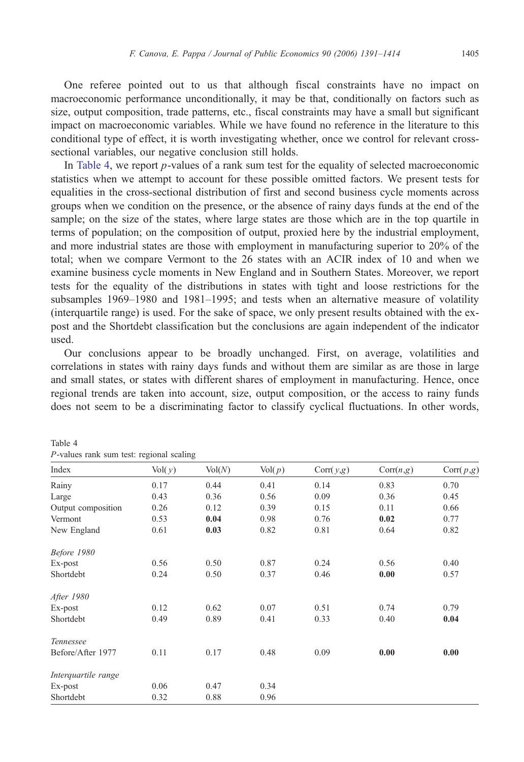One referee pointed out to us that although fiscal constraints have no impact on macroeconomic performance unconditionally, it may be that, conditionally on factors such as size, output composition, trade patterns, etc., fiscal constraints may have a small but significant impact on macroeconomic variables. While we have found no reference in the literature to this conditional type of effect, it is worth investigating whether, once we control for relevant cross-sectional variables, our negative conclusion still holds.

In Table 4, we report $p$-values of a rank sum test for the equality of selected macroeconomic statistics when we attempt to account for these possible omitted factors. We present tests for equalities in the cross-sectional distribution of first and second business cycle moments across groups when we condition on the presence, or the absence of rainy days funds at the end of the sample; on the size of the states, where large states are those which are in the top quartile in terms of population; on the composition of output, proxied here by the industrial employment, and more industrial states are those with employment in manufacturing superior to 20% of the total; when we compare Vermont to the 26 states with an ACIR index of 10 and when we examine business cycle moments in New England and in Southern States. Moreover, we report tests for the equality of the distributions in states with tight and loose restrictions for the subsamples 1969–1980 and 1981–1995; and tests when an alternative measure of volatility (interquartile range) is used. For the sake of space, we only present results obtained with the ex-post and the Shortdebt classification but the conclusions are again independent of the indicator used.

Our conclusions appear to be broadly unchanged. First, on average, volatilities and correlations in states with rainy days funds and without them are similar as are those in large and small states, or states with different shares of employment in manufacturing. Hence, once regional trends are taken into account, size, output composition, or the access to rainy funds does not seem to be a discriminating factor to classify cyclical fluctuations. In other words,

Table 4
$P$-values rank sum test: regional scaling

| Index | Vol($y$) | Vol($N$) | Vol($p$) | Corr($y$,$g$) | Corr($n$,$g$) | Corr($p$,$g$) |
|---|---|---|---|---|---|---|
| Rainy | 0.17 | 0.44 | 0.41 | 0.14 | 0.83 | 0.70 |
| Large | 0.43 | 0.36 | 0.56 | 0.09 | 0.36 | 0.45 |
| Output composition | 0.26 | 0.12 | 0.39 | 0.15 | 0.11 | 0.66 |
| Vermont | 0.53 | **0.04** | 0.98 | 0.76 | **0.02** | 0.77 |
| New England | 0.61 | **0.03** | 0.82 | 0.81 | 0.64 | 0.82 |
| *Before 1980* | | | | | | |
| Ex-post | 0.56 | 0.50 | 0.87 | 0.24 | 0.56 | 0.40 |
| Shortdebt | 0.24 | 0.50 | 0.37 | 0.46 | **0.00** | 0.57 |
| *After 1980* | | | | | | |
| Ex-post | 0.12 | 0.62 | 0.07 | 0.51 | 0.74 | 0.79 |
| Shortdebt | 0.49 | 0.89 | 0.41 | 0.33 | 0.40 | **0.04** |
| *Tennessee* | | | | | | |
| Before/After 1977 | 0.11 | 0.17 | 0.48 | 0.09 | **0.00** | **0.00** |
| *Interquartile range* | | | | | | |
| Ex-post | 0.06 | 0.47 | 0.34 | | | |
| Shortdebt | 0.32 | 0.88 | 0.96 | | | |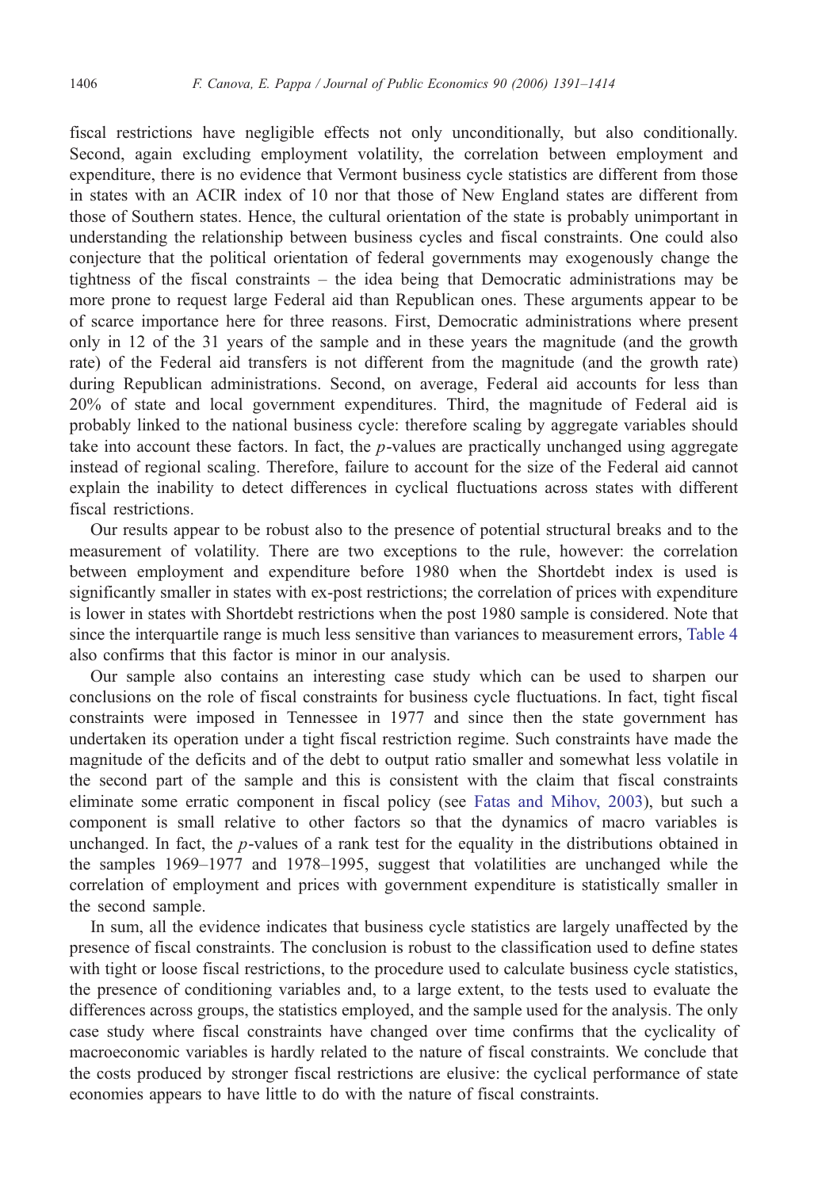fiscal restrictions have negligible effects not only unconditionally, but also conditionally. Second, again excluding employment volatility, the correlation between employment and expenditure, there is no evidence that Vermont business cycle statistics are different from those in states with an ACIR index of 10 nor that those of New England states are different from those of Southern states. Hence, the cultural orientation of the state is probably unimportant in understanding the relationship between business cycles and fiscal constraints. One could also conjecture that the political orientation of federal governments may exogenously change the tightness of the fiscal constraints – the idea being that Democratic administrations may be more prone to request large Federal aid than Republican ones. These arguments appear to be of scarce importance here for three reasons. First, Democratic administrations where present only in 12 of the 31 years of the sample and in these years the magnitude (and the growth rate) of the Federal aid transfers is not different from the magnitude (and the growth rate) during Republican administrations. Second, on average, Federal aid accounts for less than 20% of state and local government expenditures. Third, the magnitude of Federal aid is probably linked to the national business cycle: therefore scaling by aggregate variables should take into account these factors. In fact, the $p$-values are practically unchanged using aggregate instead of regional scaling. Therefore, failure to account for the size of the Federal aid cannot explain the inability to detect differences in cyclical fluctuations across states with different fiscal restrictions.

Our results appear to be robust also to the presence of potential structural breaks and to the measurement of volatility. There are two exceptions to the rule, however: the correlation between employment and expenditure before 1980 when the Shortdebt index is used is significantly smaller in states with ex-post restrictions; the correlation of prices with expenditure is lower in states with Shortdebt restrictions when the post 1980 sample is considered. Note that since the interquartile range is much less sensitive than variances to measurement errors, Table 4 also confirms that this factor is minor in our analysis.

Our sample also contains an interesting case study which can be used to sharpen our conclusions on the role of fiscal constraints for business cycle fluctuations. In fact, tight fiscal constraints were imposed in Tennessee in 1977 and since then the state government has undertaken its operation under a tight fiscal restriction regime. Such constraints have made the magnitude of the deficits and of the debt to output ratio smaller and somewhat less volatile in the second part of the sample and this is consistent with the claim that fiscal constraints eliminate some erratic component in fiscal policy (see Fatas and Mihov, 2003), but such a component is small relative to other factors so that the dynamics of macro variables is unchanged. In fact, the $p$-values of a rank test for the equality in the distributions obtained in the samples 1969–1977 and 1978–1995, suggest that volatilities are unchanged while the correlation of employment and prices with government expenditure is statistically smaller in the second sample.

In sum, all the evidence indicates that business cycle statistics are largely unaffected by the presence of fiscal constraints. The conclusion is robust to the classification used to define states with tight or loose fiscal restrictions, to the procedure used to calculate business cycle statistics, the presence of conditioning variables and, to a large extent, to the tests used to evaluate the differences across groups, the statistics employed, and the sample used for the analysis. The only case study where fiscal constraints have changed over time confirms that the cyclicality of macroeconomic variables is hardly related to the nature of fiscal constraints. We conclude that the costs produced by stronger fiscal restrictions are elusive: the cyclical performance of state economies appears to have little to do with the nature of fiscal constraints.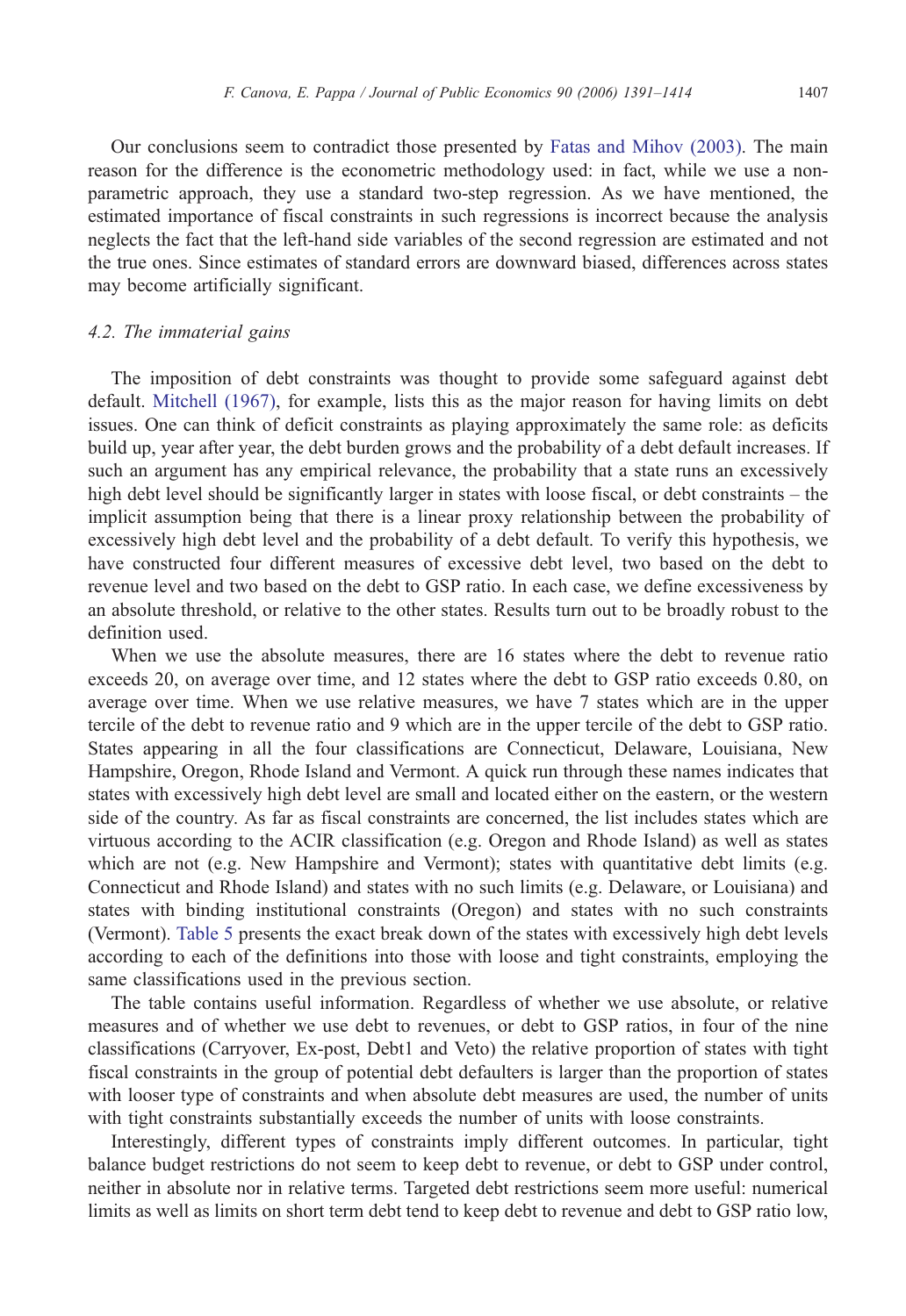Our conclusions seem to contradict those presented by Fatas and Mihov (2003). The main reason for the difference is the econometric methodology used: in fact, while we use a non-parametric approach, they use a standard two-step regression. As we have mentioned, the estimated importance of fiscal constraints in such regressions is incorrect because the analysis neglects the fact that the left-hand side variables of the second regression are estimated and not the true ones. Since estimates of standard errors are downward biased, differences across states may become artificially significant.

### 4.2. The immaterial gains

The imposition of debt constraints was thought to provide some safeguard against debt default. Mitchell (1967), for example, lists this as the major reason for having limits on debt issues. One can think of deficit constraints as playing approximately the same role: as deficits build up, year after year, the debt burden grows and the probability of a debt default increases. If such an argument has any empirical relevance, the probability that a state runs an excessively high debt level should be significantly larger in states with loose fiscal, or debt constraints – the implicit assumption being that there is a linear proxy relationship between the probability of excessively high debt level and the probability of a debt default. To verify this hypothesis, we have constructed four different measures of excessive debt level, two based on the debt to revenue level and two based on the debt to GSP ratio. In each case, we define excessiveness by an absolute threshold, or relative to the other states. Results turn out to be broadly robust to the definition used.

When we use the absolute measures, there are 16 states where the debt to revenue ratio exceeds 20, on average over time, and 12 states where the debt to GSP ratio exceeds 0.80, on average over time. When we use relative measures, we have 7 states which are in the upper tercile of the debt to revenue ratio and 9 which are in the upper tercile of the debt to GSP ratio. States appearing in all the four classifications are Connecticut, Delaware, Louisiana, New Hampshire, Oregon, Rhode Island and Vermont. A quick run through these names indicates that states with excessively high debt level are small and located either on the eastern, or the western side of the country. As far as fiscal constraints are concerned, the list includes states which are virtuous according to the ACIR classification (e.g. Oregon and Rhode Island) as well as states which are not (e.g. New Hampshire and Vermont); states with quantitative debt limits (e.g. Connecticut and Rhode Island) and states with no such limits (e.g. Delaware, or Louisiana) and states with binding institutional constraints (Oregon) and states with no such constraints (Vermont). Table 5 presents the exact break down of the states with excessively high debt levels according to each of the definitions into those with loose and tight constraints, employing the same classifications used in the previous section.

The table contains useful information. Regardless of whether we use absolute, or relative measures and of whether we use debt to revenues, or debt to GSP ratios, in four of the nine classifications (Carryover, Ex-post, Debt1 and Veto) the relative proportion of states with tight fiscal constraints in the group of potential debt defaulters is larger than the proportion of states with looser type of constraints and when absolute debt measures are used, the number of units with tight constraints substantially exceeds the number of units with loose constraints.

Interestingly, different types of constraints imply different outcomes. In particular, tight balance budget restrictions do not seem to keep debt to revenue, or debt to GSP under control, neither in absolute nor in relative terms. Targeted debt restrictions seem more useful: numerical limits as well as limits on short term debt tend to keep debt to revenue and debt to GSP ratio low,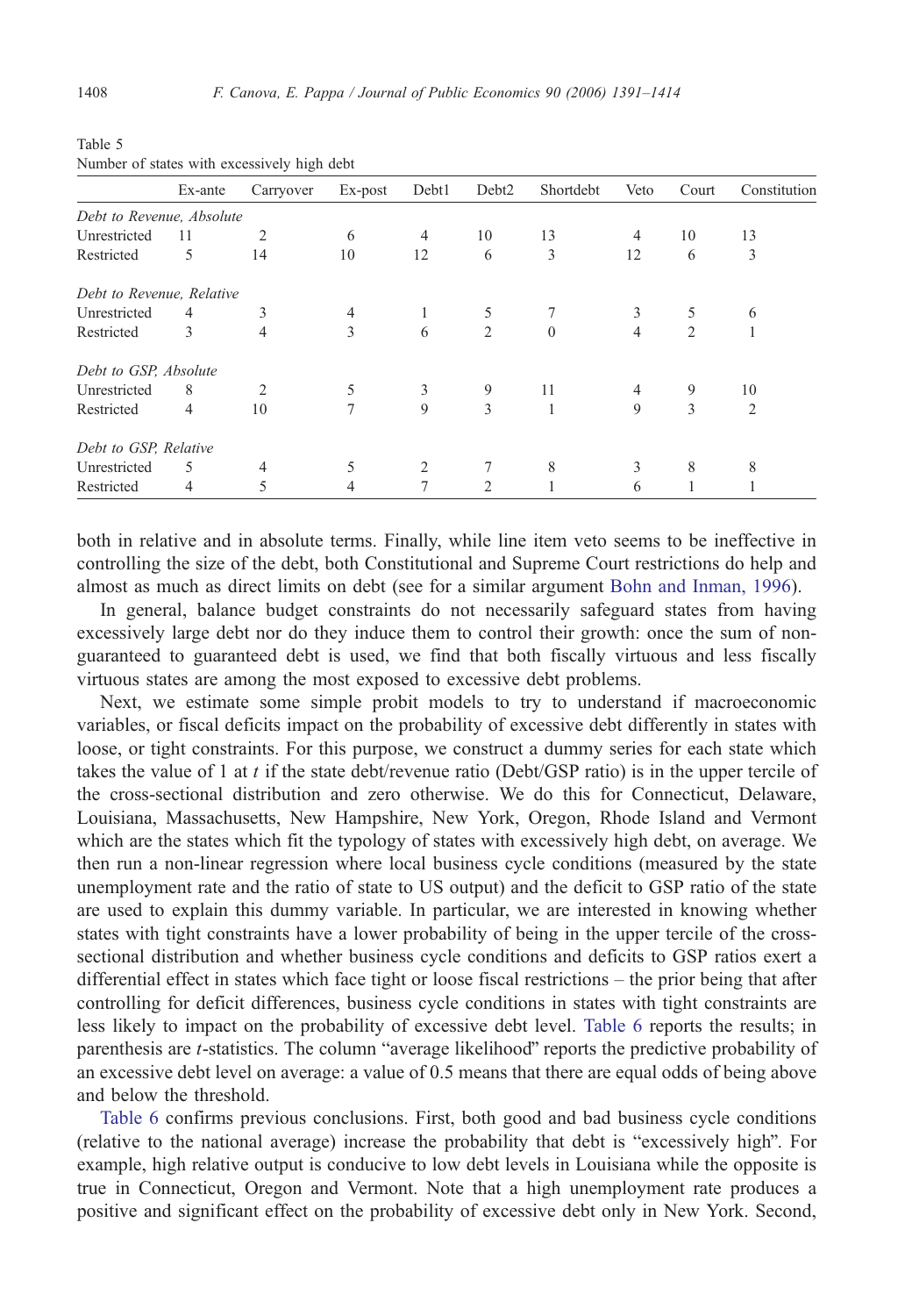Table 5

Number of states with excessively high debt

| | Ex-ante | Carryover | Ex-post | Debt1 | Debt2 | Shortdebt | Veto | Court | Constitution |
|---|---|---|---|---|---|---|---|---|---|
| *Debt to Revenue, Absolute* | | | | | | | | | |
| Unrestricted | 11 | 2 | 6 | 4 | 10 | 13 | 4 | 10 | 13 |
| Restricted | 5 | 14 | 10 | 12 | 6 | 3 | 12 | 6 | 3 |
| *Debt to Revenue, Relative* | | | | | | | | | |
| Unrestricted | 4 | 3 | 4 | 1 | 5 | 7 | 3 | 5 | 6 |
| Restricted | 3 | 4 | 3 | 6 | 2 | 0 | 4 | 2 | 1 |
| *Debt to GSP, Absolute* | | | | | | | | | |
| Unrestricted | 8 | 2 | 5 | 3 | 9 | 11 | 4 | 9 | 10 |
| Restricted | 4 | 10 | 7 | 9 | 3 | 1 | 9 | 3 | 2 |
| *Debt to GSP, Relative* | | | | | | | | | |
| Unrestricted | 5 | 4 | 5 | 2 | 7 | 8 | 3 | 8 | 8 |
| Restricted | 4 | 5 | 4 | 7 | 2 | 1 | 6 | 1 | 1 |

both in relative and in absolute terms. Finally, while line item veto seems to be ineffective in controlling the size of the debt, both Constitutional and Supreme Court restrictions do help and almost as much as direct limits on debt (see for a similar argument Bohn and Inman, 1996).

In general, balance budget constraints do not necessarily safeguard states from having excessively large debt nor do they induce them to control their growth: once the sum of non-guaranteed to guaranteed debt is used, we find that both fiscally virtuous and less fiscally virtuous states are among the most exposed to excessive debt problems.

Next, we estimate some simple probit models to try to understand if macroeconomic variables, or fiscal deficits impact on the probability of excessive debt differently in states with loose, or tight constraints. For this purpose, we construct a dummy series for each state which takes the value of 1 at $t$ if the state debt/revenue ratio (Debt/GSP ratio) is in the upper tercile of the cross-sectional distribution and zero otherwise. We do this for Connecticut, Delaware, Louisiana, Massachusetts, New Hampshire, New York, Oregon, Rhode Island and Vermont which are the states which fit the typology of states with excessively high debt, on average. We then run a non-linear regression where local business cycle conditions (measured by the state unemployment rate and the ratio of state to US output) and the deficit to GSP ratio of the state are used to explain this dummy variable. In particular, we are interested in knowing whether states with tight constraints have a lower probability of being in the upper tercile of the cross-sectional distribution and whether business cycle conditions and deficits to GSP ratios exert a differential effect in states which face tight or loose fiscal restrictions – the prior being that after controlling for deficit differences, business cycle conditions in states with tight constraints are less likely to impact on the probability of excessive debt level. Table 6 reports the results; in parenthesis are $t$-statistics. The column "average likelihood" reports the predictive probability of an excessive debt level on average: a value of 0.5 means that there are equal odds of being above and below the threshold.

Table 6 confirms previous conclusions. First, both good and bad business cycle conditions (relative to the national average) increase the probability that debt is "excessively high". For example, high relative output is conducive to low debt levels in Louisiana while the opposite is true in Connecticut, Oregon and Vermont. Note that a high unemployment rate produces a positive and significant effect on the probability of excessive debt only in New York. Second,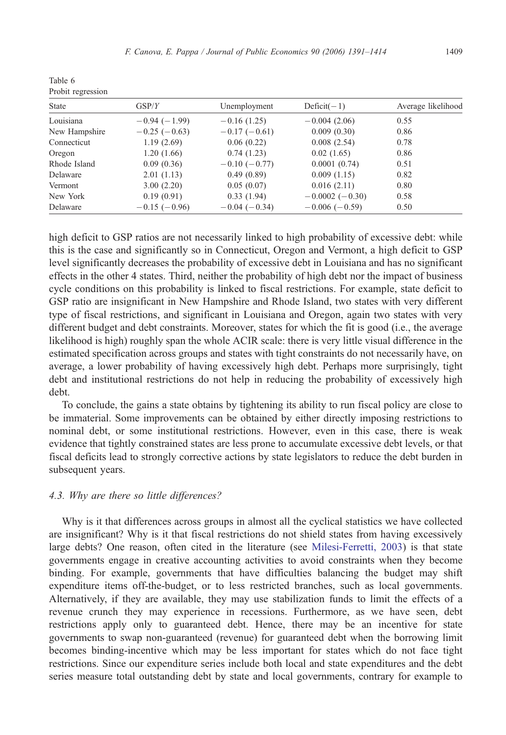Table 6
Probit regression

| State | GSP/$Y$ | Unemployment | Deficit($-1$) | Average likelihood |
|---|---|---|---|---|
| Louisiana | $-0.94$ ($-1.99$) | $-0.16$ (1.25) | $-0.004$ (2.06) | 0.55 |
| New Hampshire | $-0.25$ ($-0.63$) | $-0.17$ ($-0.61$) | 0.009 (0.30) | 0.86 |
| Connecticut | 1.19 (2.69) | 0.06 (0.22) | 0.008 (2.54) | 0.78 |
| Oregon | 1.20 (1.66) | 0.74 (1.23) | 0.02 (1.65) | 0.86 |
| Rhode Island | 0.09 (0.36) | $-0.10$ ($-0.77$) | 0.0001 (0.74) | 0.51 |
| Delaware | 2.01 (1.13) | 0.49 (0.89) | 0.009 (1.15) | 0.82 |
| Vermont | 3.00 (2.20) | 0.05 (0.07) | 0.016 (2.11) | 0.80 |
| New York | 0.19 (0.91) | 0.33 (1.94) | $-0.0002$ ($-0.30$) | 0.58 |
| Delaware | $-0.15$ ($-0.96$) | $-0.04$ ($-0.34$) | $-0.006$ ($-0.59$) | 0.50 |

high deficit to GSP ratios are not necessarily linked to high probability of excessive debt: while this is the case and significantly so in Connecticut, Oregon and Vermont, a high deficit to GSP level significantly decreases the probability of excessive debt in Louisiana and has no significant effects in the other 4 states. Third, neither the probability of high debt nor the impact of business cycle conditions on this probability is linked to fiscal restrictions. For example, state deficit to GSP ratio are insignificant in New Hampshire and Rhode Island, two states with very different type of fiscal restrictions, and significant in Louisiana and Oregon, again two states with very different budget and debt constraints. Moreover, states for which the fit is good (i.e., the average likelihood is high) roughly span the whole ACIR scale: there is very little visual difference in the estimated specification across groups and states with tight constraints do not necessarily have, on average, a lower probability of having excessively high debt. Perhaps more surprisingly, tight debt and institutional restrictions do not help in reducing the probability of excessively high debt.

To conclude, the gains a state obtains by tightening its ability to run fiscal policy are close to be immaterial. Some improvements can be obtained by either directly imposing restrictions to nominal debt, or some institutional restrictions. However, even in this case, there is weak evidence that tightly constrained states are less prone to accumulate excessive debt levels, or that fiscal deficits lead to strongly corrective actions by state legislators to reduce the debt burden in subsequent years.

### *4.3. Why are there so little differences?*

Why is it that differences across groups in almost all the cyclical statistics we have collected are insignificant? Why is it that fiscal restrictions do not shield states from having excessively large debts? One reason, often cited in the literature (see Milesi-Ferretti, 2003) is that state governments engage in creative accounting activities to avoid constraints when they become binding. For example, governments that have difficulties balancing the budget may shift expenditure items off-the-budget, or to less restricted branches, such as local governments. Alternatively, if they are available, they may use stabilization funds to limit the effects of a revenue crunch they may experience in recessions. Furthermore, as we have seen, debt restrictions apply only to guaranteed debt. Hence, there may be an incentive for state governments to swap non-guaranteed (revenue) for guaranteed debt when the borrowing limit becomes binding-incentive which may be less important for states which do not face tight restrictions. Since our expenditure series include both local and state expenditures and the debt series measure total outstanding debt by state and local governments, contrary for example to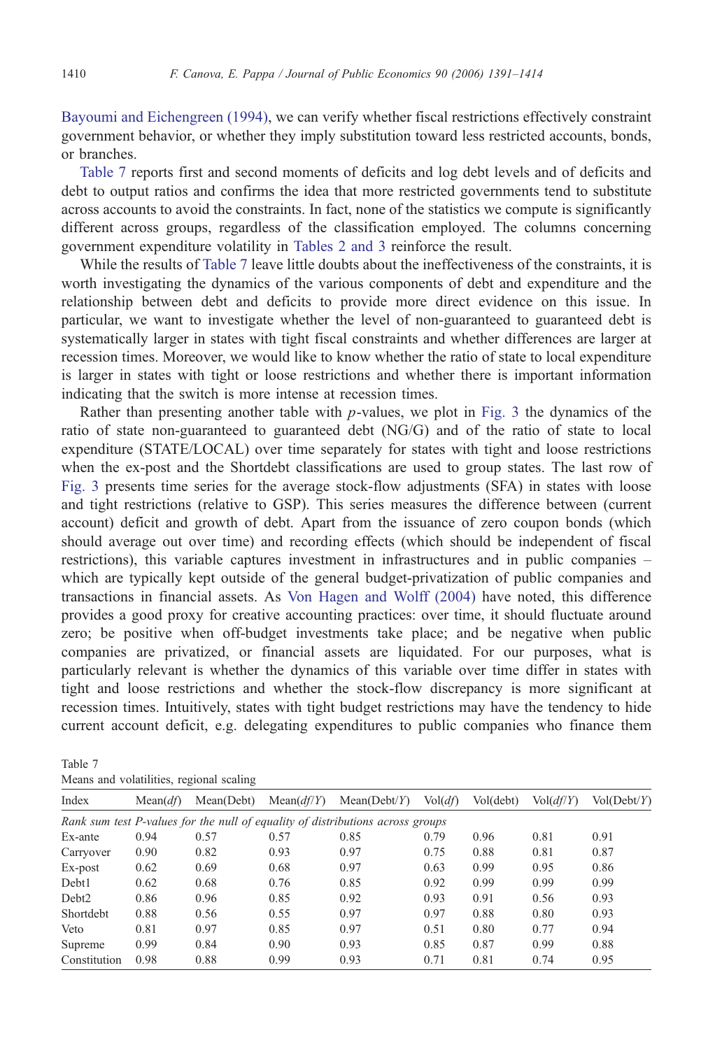Bayoumi and Eichengreen (1994), we can verify whether fiscal restrictions effectively constraint government behavior, or whether they imply substitution toward less restricted accounts, bonds, or branches.

Table 7 reports first and second moments of deficits and log debt levels and of deficits and debt to output ratios and confirms the idea that more restricted governments tend to substitute across accounts to avoid the constraints. In fact, none of the statistics we compute is significantly different across groups, regardless of the classification employed. The columns concerning government expenditure volatility in Tables 2 and 3 reinforce the result.

While the results of Table 7 leave little doubts about the ineffectiveness of the constraints, it is worth investigating the dynamics of the various components of debt and expenditure and the relationship between debt and deficits to provide more direct evidence on this issue. In particular, we want to investigate whether the level of non-guaranteed to guaranteed debt is systematically larger in states with tight fiscal constraints and whether differences are larger at recession times. Moreover, we would like to know whether the ratio of state to local expenditure is larger in states with tight or loose restrictions and whether there is important information indicating that the switch is more intense at recession times.

Rather than presenting another table with $p$-values, we plot in Fig. 3 the dynamics of the ratio of state non-guaranteed to guaranteed debt (NG/G) and of the ratio of state to local expenditure (STATE/LOCAL) over time separately for states with tight and loose restrictions when the ex-post and the Shortdebt classifications are used to group states. The last row of Fig. 3 presents time series for the average stock-flow adjustments (SFA) in states with loose and tight restrictions (relative to GSP). This series measures the difference between (current account) deficit and growth of debt. Apart from the issuance of zero coupon bonds (which should average out over time) and recording effects (which should be independent of fiscal restrictions), this variable captures investment in infrastructures and in public companies – which are typically kept outside of the general budget-privatization of public companies and transactions in financial assets. As Von Hagen and Wolff (2004) have noted, this difference provides a good proxy for creative accounting practices: over time, it should fluctuate around zero; be positive when off-budget investments take place; and be negative when public companies are privatized, or financial assets are liquidated. For our purposes, what is particularly relevant is whether the dynamics of this variable over time differ in states with tight and loose restrictions and whether the stock-flow discrepancy is more significant at recession times. Intuitively, states with tight budget restrictions may have the tendency to hide current account deficit, e.g. delegating expenditures to public companies who finance them

Table 7
Means and volatilities, regional scaling

| Index | Mean($df$) | Mean(Debt) | Mean($df/Y$) | Mean(Debt/$Y$) | Vol($df$) | Vol(debt) | Vol($df/Y$) | Vol(Debt/$Y$) |
|---|---|---|---|---|---|---|---|---|
| *Rank sum test P-values for the null of equality of distributions across groups* | | | | | | | | |
| Ex-ante | 0.94 | 0.57 | 0.57 | 0.85 | 0.79 | 0.96 | 0.81 | 0.91 |
| Carryover | 0.90 | 0.82 | 0.93 | 0.97 | 0.75 | 0.88 | 0.81 | 0.87 |
| Ex-post | 0.62 | 0.69 | 0.68 | 0.97 | 0.63 | 0.99 | 0.95 | 0.86 |
| Debt1 | 0.62 | 0.68 | 0.76 | 0.85 | 0.92 | 0.99 | 0.99 | 0.99 |
| Debt2 | 0.86 | 0.96 | 0.85 | 0.92 | 0.93 | 0.91 | 0.56 | 0.93 |
| Shortdebt | 0.88 | 0.56 | 0.55 | 0.97 | 0.97 | 0.88 | 0.80 | 0.93 |
| Veto | 0.81 | 0.97 | 0.85 | 0.97 | 0.51 | 0.80 | 0.77 | 0.94 |
| Supreme | 0.99 | 0.84 | 0.90 | 0.93 | 0.85 | 0.87 | 0.99 | 0.88 |
| Constitution | 0.98 | 0.88 | 0.99 | 0.93 | 0.71 | 0.81 | 0.74 | 0.95 |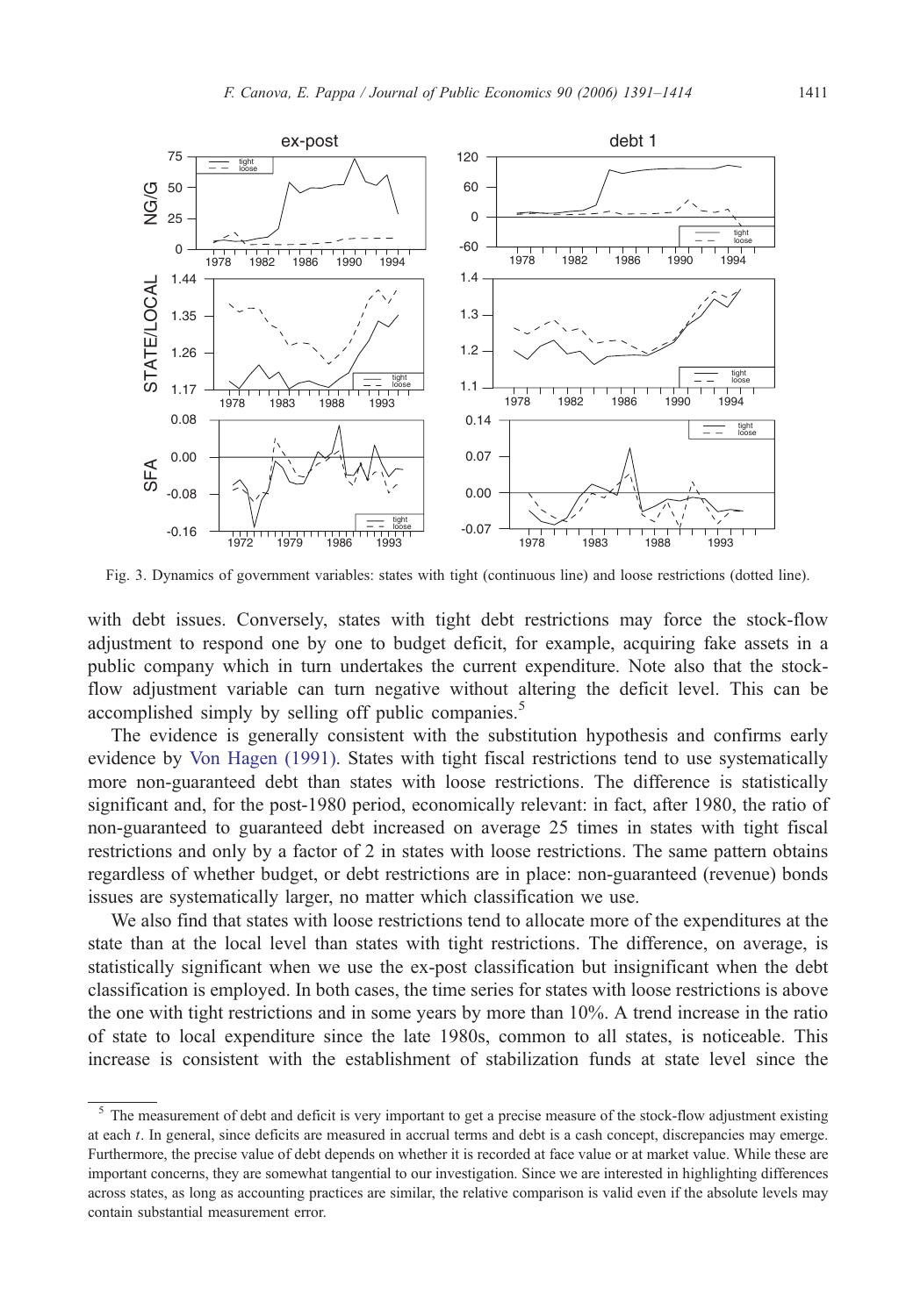Fig. 3. Dynamics of government variables: states with tight (continuous line) and loose restrictions (dotted line).

with debt issues. Conversely, states with tight debt restrictions may force the stock-flow adjustment to respond one by one to budget deficit, for example, acquiring fake assets in a public company which in turn undertakes the current expenditure. Note also that the stock-flow adjustment variable can turn negative without altering the deficit level. This can be accomplished simply by selling off public companies.[5]

The evidence is generally consistent with the substitution hypothesis and confirms early evidence by Von Hagen (1991). States with tight fiscal restrictions tend to use systematically more non-guaranteed debt than states with loose restrictions. The difference is statistically significant and, for the post-1980 period, economically relevant: in fact, after 1980, the ratio of non-guaranteed to guaranteed debt increased on average 25 times in states with tight fiscal restrictions and only by a factor of 2 in states with loose restrictions. The same pattern obtains regardless of whether budget, or debt restrictions are in place: non-guaranteed (revenue) bonds issues are systematically larger, no matter which classification we use.

We also find that states with loose restrictions tend to allocate more of the expenditures at the state than at the local level than states with tight restrictions. The difference, on average, is statistically significant when we use the ex-post classification but insignificant when the debt classification is employed. In both cases, the time series for states with loose restrictions is above the one with tight restrictions and in some years by more than 10%. A trend increase in the ratio of state to local expenditure since the late 1980s, common to all states, is noticeable. This increase is consistent with the establishment of stabilization funds at state level since the

---

[5] The measurement of debt and deficit is very important to get a precise measure of the stock-flow adjustment existing at each $t$. In general, since deficits are measured in accrual terms and debt is a cash concept, discrepancies may emerge. Furthermore, the precise value of debt depends on whether it is recorded at face value or at market value. While these are important concerns, they are somewhat tangential to our investigation. Since we are interested in highlighting differences across states, as long as accounting practices are similar, the relative comparison is valid even if the absolute levels may contain substantial measurement error.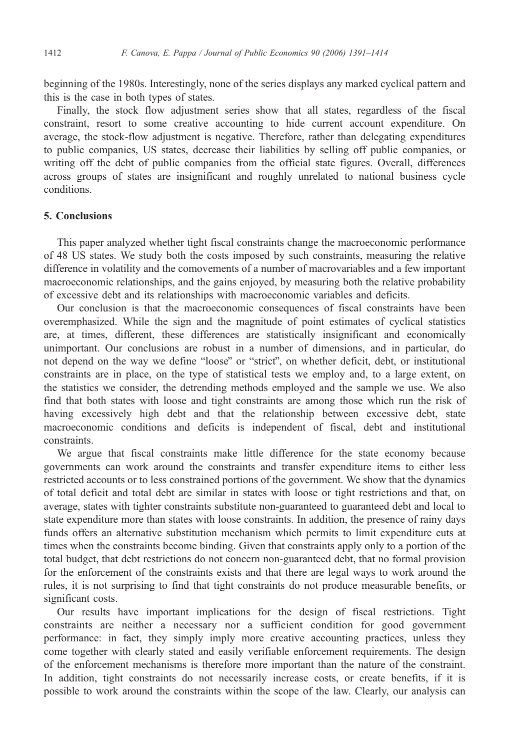beginning of the 1980s. Interestingly, none of the series displays any marked cyclical pattern and this is the case in both types of states.

Finally, the stock flow adjustment series show that all states, regardless of the fiscal constraint, resort to some creative accounting to hide current account expenditure. On average, the stock-flow adjustment is negative. Therefore, rather than delegating expenditures to public companies, US states, decrease their liabilities by selling off public companies, or writing off the debt of public companies from the official state figures. Overall, differences across groups of states are insignificant and roughly unrelated to national business cycle conditions.

## 5. Conclusions

This paper analyzed whether tight fiscal constraints change the macroeconomic performance of 48 US states. We study both the costs imposed by such constraints, measuring the relative difference in volatility and the comovements of a number of macrovariables and a few important macroeconomic relationships, and the gains enjoyed, by measuring both the relative probability of excessive debt and its relationships with macroeconomic variables and deficits.

Our conclusion is that the macroeconomic consequences of fiscal constraints have been overemphasized. While the sign and the magnitude of point estimates of cyclical statistics are, at times, different, these differences are statistically insignificant and economically unimportant. Our conclusions are robust in a number of dimensions, and in particular, do not depend on the way we define "loose" or "strict", on whether deficit, debt, or institutional constraints are in place, on the type of statistical tests we employ and, to a large extent, on the statistics we consider, the detrending methods employed and the sample we use. We also find that both states with loose and tight constraints are among those which run the risk of having excessively high debt and that the relationship between excessive debt, state macroeconomic conditions and deficits is independent of fiscal, debt and institutional constraints.

We argue that fiscal constraints make little difference for the state economy because governments can work around the constraints and transfer expenditure items to either less restricted accounts or to less constrained portions of the government. We show that the dynamics of total deficit and total debt are similar in states with loose or tight restrictions and that, on average, states with tighter constraints substitute non-guaranteed to guaranteed debt and local to state expenditure more than states with loose constraints. In addition, the presence of rainy days funds offers an alternative substitution mechanism which permits to limit expenditure cuts at times when the constraints become binding. Given that constraints apply only to a portion of the total budget, that debt restrictions do not concern non-guaranteed debt, that no formal provision for the enforcement of the constraints exists and that there are legal ways to work around the rules, it is not surprising to find that tight constraints do not produce measurable benefits, or significant costs.

Our results have important implications for the design of fiscal restrictions. Tight constraints are neither a necessary nor a sufficient condition for good government performance: in fact, they simply imply more creative accounting practices, unless they come together with clearly stated and easily verifiable enforcement requirements. The design of the enforcement mechanisms is therefore more important than the nature of the constraint. In addition, tight constraints do not necessarily increase costs, or create benefits, if it is possible to work around the constraints within the scope of the law. Clearly, our analysis can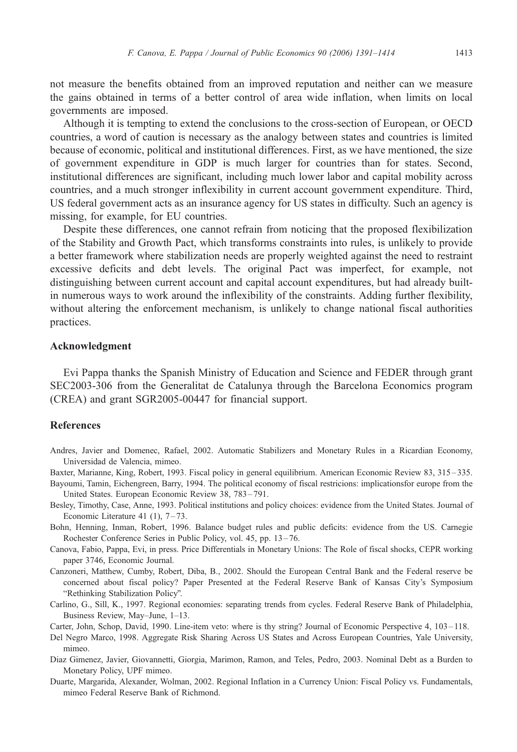not measure the benefits obtained from an improved reputation and neither can we measure the gains obtained in terms of a better control of area wide inflation, when limits on local governments are imposed.

Although it is tempting to extend the conclusions to the cross-section of European, or OECD countries, a word of caution is necessary as the analogy between states and countries is limited because of economic, political and institutional differences. First, as we have mentioned, the size of government expenditure in GDP is much larger for countries than for states. Second, institutional differences are significant, including much lower labor and capital mobility across countries, and a much stronger inflexibility in current account government expenditure. Third, US federal government acts as an insurance agency for US states in difficulty. Such an agency is missing, for example, for EU countries.

Despite these differences, one cannot refrain from noticing that the proposed flexibilization of the Stability and Growth Pact, which transforms constraints into rules, is unlikely to provide a better framework where stabilization needs are properly weighted against the need to restraint excessive deficits and debt levels. The original Pact was imperfect, for example, not distinguishing between current account and capital account expenditures, but had already built-in numerous ways to work around the inflexibility of the constraints. Adding further flexibility, without altering the enforcement mechanism, is unlikely to change national fiscal authorities practices.

## Acknowledgment

Evi Pappa thanks the Spanish Ministry of Education and Science and FEDER through grant SEC2003-306 from the Generalitat de Catalunya through the Barcelona Economics program (CREA) and grant SGR2005-00447 for financial support.

## References

Andres, Javier and Domenec, Rafael, 2002. Automatic Stabilizers and Monetary Rules in a Ricardian Economy, Universidad de Valencia, mimeo.

Baxter, Marianne, King, Robert, 1993. Fiscal policy in general equilibrium. American Economic Review 83, 315–335.

Bayoumi, Tamin, Eichengreen, Barry, 1994. The political economy of fiscal restricions: implicationsfor europe from the United States. European Economic Review 38, 783–791.

Besley, Timothy, Case, Anne, 1993. Political institutions and policy choices: evidence from the United States. Journal of Economic Literature 41 (1), 7–73.

Bohn, Henning, Inman, Robert, 1996. Balance budget rules and public deficits: evidence from the US. Carnegie Rochester Conference Series in Public Policy, vol. 45, pp. 13–76.

Canova, Fabio, Pappa, Evi, in press. Price Differentials in Monetary Unions: The Role of fiscal shocks, CEPR working paper 3746, Economic Journal.

Canzoneri, Matthew, Cumby, Robert, Diba, B., 2002. Should the European Central Bank and the Federal reserve be concerned about fiscal policy? Paper Presented at the Federal Reserve Bank of Kansas City's Symposium "Rethinking Stabilization Policy".

Carlino, G., Sill, K., 1997. Regional economies: separating trends from cycles. Federal Reserve Bank of Philadelphia, Business Review, May–June, 1–13.

Carter, John, Schop, David, 1990. Line-item veto: where is thy string? Journal of Economic Perspective 4, 103–118.

Del Negro Marco, 1998. Aggregate Risk Sharing Across US States and Across European Countries, Yale University, mimeo.

Diaz Gimenez, Javier, Giovannetti, Giorgia, Marimon, Ramon, and Teles, Pedro, 2003. Nominal Debt as a Burden to Monetary Policy, UPF mimeo.

Duarte, Margarida, Alexander, Wolman, 2002. Regional Inflation in a Currency Union: Fiscal Policy vs. Fundamentals, mimeo Federal Reserve Bank of Richmond.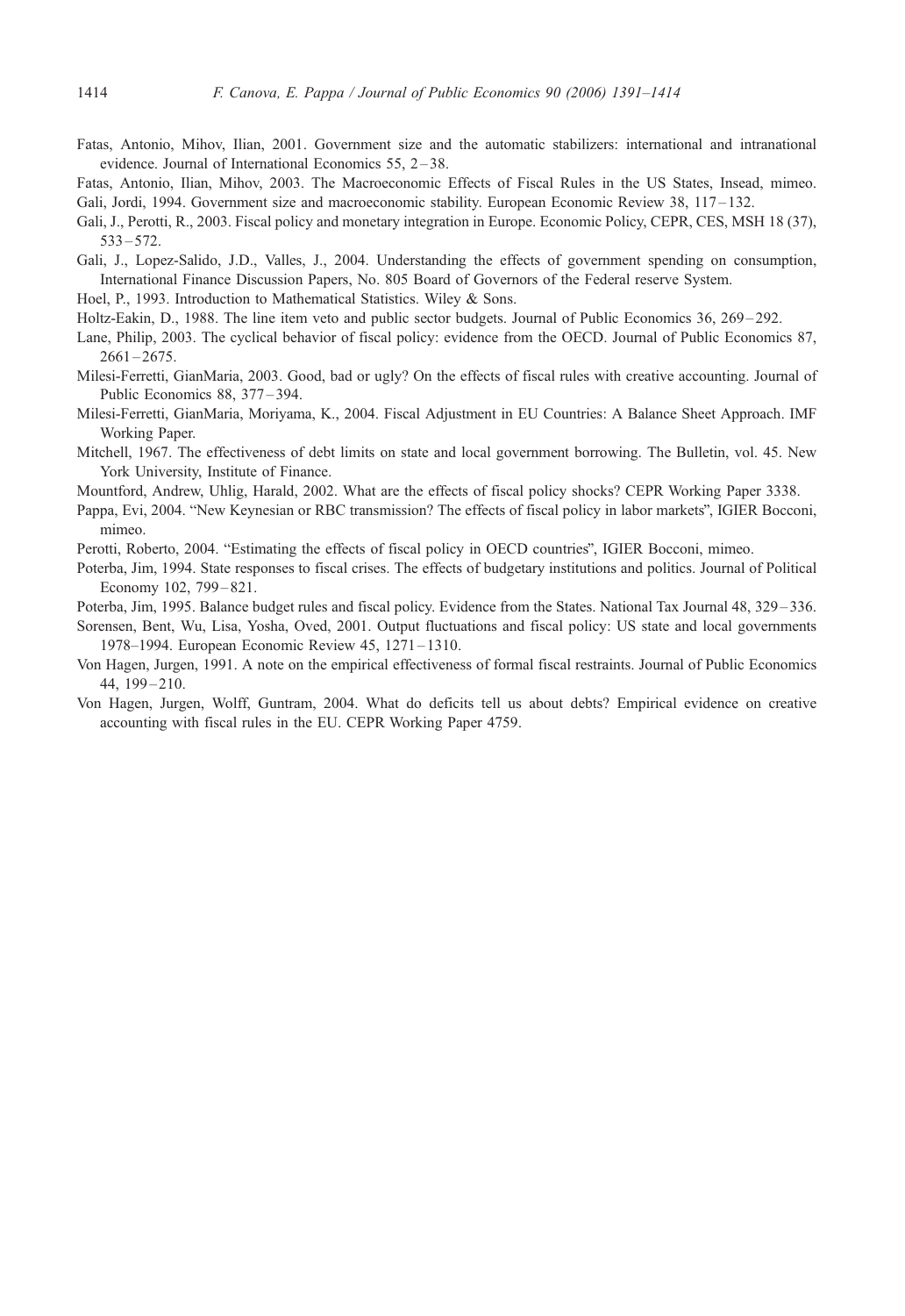Fatas, Antonio, Mihov, Ilian, 2001. Government size and the automatic stabilizers: international and intranational evidence. Journal of International Economics 55, 2–38.

Fatas, Antonio, Ilian, Mihov, 2003. The Macroeconomic Effects of Fiscal Rules in the US States, Insead, mimeo.

Gali, Jordi, 1994. Government size and macroeconomic stability. European Economic Review 38, 117–132.

Gali, J., Perotti, R., 2003. Fiscal policy and monetary integration in Europe. Economic Policy, CEPR, CES, MSH 18 (37), 533–572.

Gali, J., Lopez-Salido, J.D., Valles, J., 2004. Understanding the effects of government spending on consumption, International Finance Discussion Papers, No. 805 Board of Governors of the Federal reserve System.

Hoel, P., 1993. Introduction to Mathematical Statistics. Wiley & Sons.

Holtz-Eakin, D., 1988. The line item veto and public sector budgets. Journal of Public Economics 36, 269–292.

Lane, Philip, 2003. The cyclical behavior of fiscal policy: evidence from the OECD. Journal of Public Economics 87, 2661–2675.

Milesi-Ferretti, GianMaria, 2003. Good, bad or ugly? On the effects of fiscal rules with creative accounting. Journal of Public Economics 88, 377–394.

Milesi-Ferretti, GianMaria, Moriyama, K., 2004. Fiscal Adjustment in EU Countries: A Balance Sheet Approach. IMF Working Paper.

Mitchell, 1967. The effectiveness of debt limits on state and local government borrowing. The Bulletin, vol. 45. New York University, Institute of Finance.

Mountford, Andrew, Uhlig, Harald, 2002. What are the effects of fiscal policy shocks? CEPR Working Paper 3338.

Pappa, Evi, 2004. "New Keynesian or RBC transmission? The effects of fiscal policy in labor markets", IGIER Bocconi, mimeo.

Perotti, Roberto, 2004. "Estimating the effects of fiscal policy in OECD countries", IGIER Bocconi, mimeo.

Poterba, Jim, 1994. State responses to fiscal crises. The effects of budgetary institutions and politics. Journal of Political Economy 102, 799–821.

Poterba, Jim, 1995. Balance budget rules and fiscal policy. Evidence from the States. National Tax Journal 48, 329–336.

Sorensen, Bent, Wu, Lisa, Yosha, Oved, 2001. Output fluctuations and fiscal policy: US state and local governments 1978–1994. European Economic Review 45, 1271–1310.

Von Hagen, Jurgen, 1991. A note on the empirical effectiveness of formal fiscal restraints. Journal of Public Economics 44, 199–210.

Von Hagen, Jurgen, Wolff, Guntram, 2004. What do deficits tell us about debts? Empirical evidence on creative accounting with fiscal rules in the EU. CEPR Working Paper 4759.